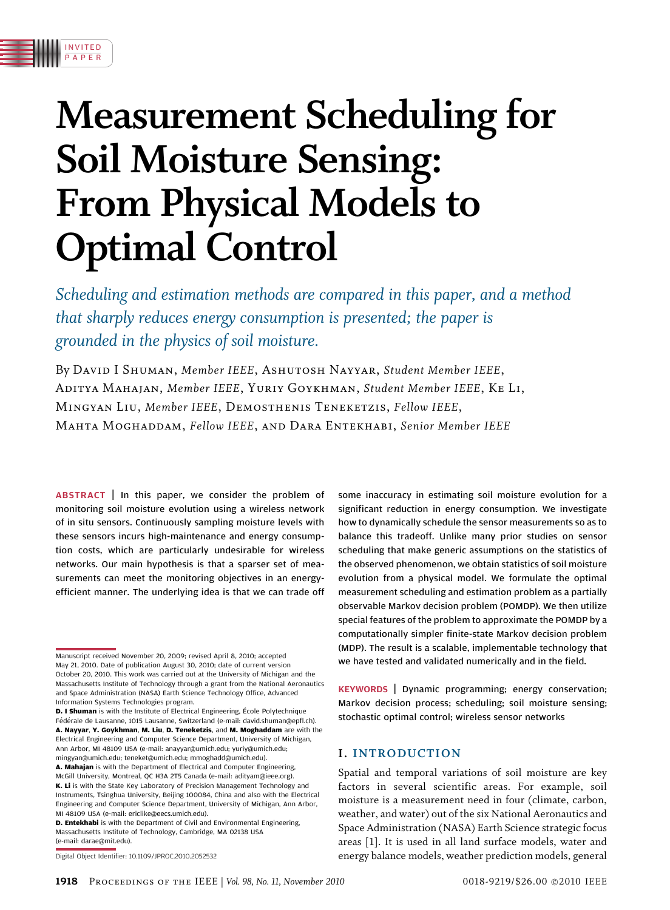INVITED PAPER

# Measurement Scheduling for Soil Moisture Sensing: From Physical Models to Optimal Control

*Scheduling and estimation methods are compared in this paper, and a method that sharply reduces energy consumption is presented; the paper is grounded in the physics of soil moisture.*

By David I Shuman, *Member IEEE*, Ashutosh Nayyar, *Student Member IEEE*, Aditya Mahajan, *Member IEEE*, Yuriy Goykhman, *Student Member IEEE*, Ke Li, Mingyan Liu, *Member IEEE*, Demosthenis Teneketzis, *Fellow IEEE*, Mahta Moghaddam, *Fellow IEEE*, and Dara Entekhabi, *Senior Member IEEE*

**ABSTRACT** | In this paper, we consider the problem of monitoring soil moisture evolution using a wireless network of in situ sensors. Continuously sampling moisture levels with these sensors incurs high-maintenance and energy consumption costs, which are particularly undesirable for wireless networks. Our main hypothesis is that a sparser set of measurements can meet the monitoring objectives in an energy-efficient manner. The underlying idea is that we can trade off some inaccuracy in estimating soil moisture evolution for a significant reduction in energy consumption. We investigate how to dynamically schedule the sensor measurements so as to balance this tradeoff. Unlike many prior studies on sensor scheduling that make generic assumptions on the statistics of the observed phenomenon, we obtain statistics of soil moisture evolution from a physical model. We formulate the optimal measurement scheduling and estimation problem as a partially observable Markov decision problem (POMDP). We then utilize special features of the problem to approximate the POMDP by a computationally simpler finite-state Markov decision problem (MDP). The result is a scalable, implementable technology that we have tested and validated numerically and in the field.

**KEYWORDS** | Dynamic programming; energy conservation; Markov decision process; scheduling; soil moisture sensing; stochastic optimal control; wireless sensor networks

Manuscript received November 20, 2009; revised April 8, 2010; accepted May 21, 2010. Date of publication August 30, 2010; date of current version October 20, 2010. This work was carried out at the University of Michigan and the Massachusetts Institute of Technology through a grant from the National Aeronautics and Space Administration (NASA) Earth Science Technology Office, Advanced Information Systems Technologies program.

**D. I Shuman** is with the Institute of Electrical Engineering, École Polytechnique Fédérale de Lausanne, 1015 Lausanne, Switzerland (e-mail: david.shuman@epfl.ch).

**A. Nayyar, Y. Goykhman, M. Liu, D. Teneketzis,** and **M. Moghaddam** are with the Electrical Engineering and Computer Science Department, University of Michigan, Ann Arbor, MI 48109 USA (e-mail: anayyar@umich.edu; yuriy@umich.edu; mingyan@umich.edu; teneket@umich.edu; mmoghadd@umich.edu).

**A. Mahajan** is with the Department of Electrical and Computer Engineering, McGill University, Montreal, QC H3A 2T5 Canada (e-mail: adityam@ieee.org).

**K. Li** is with the State Key Laboratory of Precision Management Technology and Instruments, Tsinghua University, Beijing 100084, China and also with the Electrical Engineering and Computer Science Department, University of Michigan, Ann Arbor, MI 48109 USA (e-mail: ericlike@eecs.umich.edu).

**D. Entekhabi** is with the Department of Civil and Environmental Engineering, Massachusetts Institute of Technology, Cambridge, MA 02138 USA (e-mail: darae@mit.edu).

Digital Object Identifier: 10.1109/JPROC.2010.2052532

## I. INTRODUCTION

Spatial and temporal variations of soil moisture are key factors in several scientific areas. For example, soil moisture is a measurement need in four (climate, carbon, weather, and water) out of the six National Aeronautics and Space Administration (NASA) Earth Science strategic focus areas [1]. It is used in all land surface models, water and energy balance models, weather prediction models, general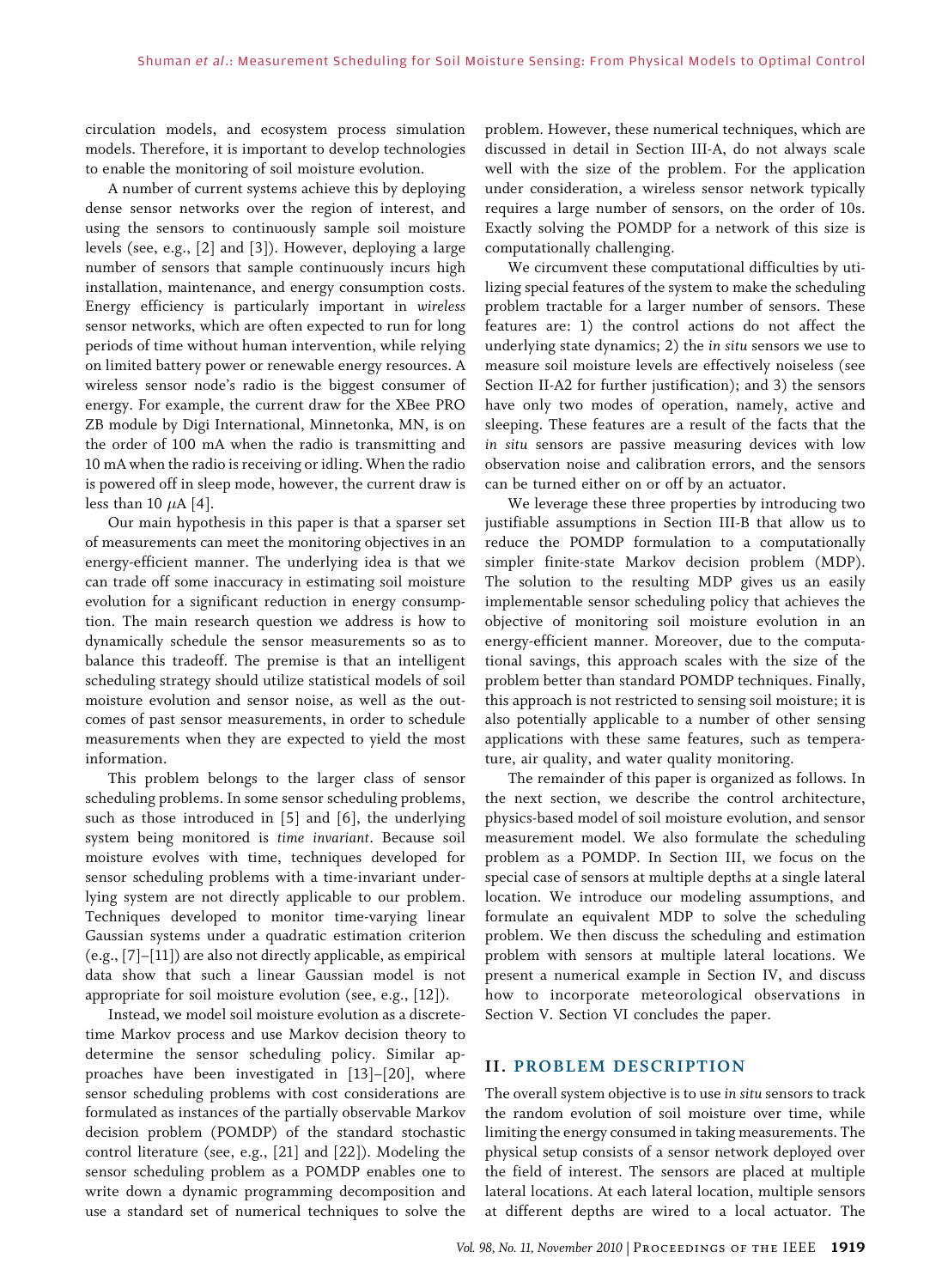circulation models, and ecosystem process simulation models. Therefore, it is important to develop technologies to enable the monitoring of soil moisture evolution.

A number of current systems achieve this by deploying dense sensor networks over the region of interest, and using the sensors to continuously sample soil moisture levels (see, e.g., [2] and [3]). However, deploying a large number of sensors that sample continuously incurs high installation, maintenance, and energy consumption costs. Energy efficiency is particularly important in *wireless* sensor networks, which are often expected to run for long periods of time without human intervention, while relying on limited battery power or renewable energy resources. A wireless sensor node's radio is the biggest consumer of energy. For example, the current draw for the XBee PRO ZB module by Digi International, Minnetonka, MN, is on the order of 100 mA when the radio is transmitting and 10 mA when the radio is receiving or idling. When the radio is powered off in sleep mode, however, the current draw is less than 10 $\mu$A [4].

Our main hypothesis in this paper is that a sparser set of measurements can meet the monitoring objectives in an energy-efficient manner. The underlying idea is that we can trade off some inaccuracy in estimating soil moisture evolution for a significant reduction in energy consumption. The main research question we address is how to dynamically schedule the sensor measurements so as to balance this tradeoff. The premise is that an intelligent scheduling strategy should utilize statistical models of soil moisture evolution and sensor noise, as well as the outcomes of past sensor measurements, in order to schedule measurements when they are expected to yield the most information.

This problem belongs to the larger class of sensor scheduling problems. In some sensor scheduling problems, such as those introduced in [5] and [6], the underlying system being monitored is *time invariant*. Because soil moisture evolves with time, techniques developed for sensor scheduling problems with a time-invariant underlying system are not directly applicable to our problem. Techniques developed to monitor time-varying linear Gaussian systems under a quadratic estimation criterion (e.g., [7]–[11]) are also not directly applicable, as empirical data show that such a linear Gaussian model is not appropriate for soil moisture evolution (see, e.g., [12]).

Instead, we model soil moisture evolution as a discrete-time Markov process and use Markov decision theory to determine the sensor scheduling policy. Similar approaches have been investigated in [13]–[20], where sensor scheduling problems with cost considerations are formulated as instances of the partially observable Markov decision problem (POMDP) of the standard stochastic control literature (see, e.g., [21] and [22]). Modeling the sensor scheduling problem as a POMDP enables one to write down a dynamic programming decomposition and use a standard set of numerical techniques to solve the problem. However, these numerical techniques, which are discussed in detail in Section III-A, do not always scale well with the size of the problem. For the application under consideration, a wireless sensor network typically requires a large number of sensors, on the order of 10s. Exactly solving the POMDP for a network of this size is computationally challenging.

We circumvent these computational difficulties by utilizing special features of the system to make the scheduling problem tractable for a larger number of sensors. These features are: 1) the control actions do not affect the underlying state dynamics; 2) the *in situ* sensors we use to measure soil moisture levels are effectively noiseless (see Section II-A2 for further justification); and 3) the sensors have only two modes of operation, namely, active and sleeping. These features are a result of the facts that the *in situ* sensors are passive measuring devices with low observation noise and calibration errors, and the sensors can be turned either on or off by an actuator.

We leverage these three properties by introducing two justifiable assumptions in Section III-B that allow us to reduce the POMDP formulation to a computationally simpler finite-state Markov decision problem (MDP). The solution to the resulting MDP gives us an easily implementable sensor scheduling policy that achieves the objective of monitoring soil moisture evolution in an energy-efficient manner. Moreover, due to the computational savings, this approach scales with the size of the problem better than standard POMDP techniques. Finally, this approach is not restricted to sensing soil moisture; it is also potentially applicable to a number of other sensing applications with these same features, such as temperature, air quality, and water quality monitoring.

The remainder of this paper is organized as follows. In the next section, we describe the control architecture, physics-based model of soil moisture evolution, and sensor measurement model. We also formulate the scheduling problem as a POMDP. In Section III, we focus on the special case of sensors at multiple depths at a single lateral location. We introduce our modeling assumptions, and formulate an equivalent MDP to solve the scheduling problem. We then discuss the scheduling and estimation problem with sensors at multiple lateral locations. We present a numerical example in Section IV, and discuss how to incorporate meteorological observations in Section V. Section VI concludes the paper.

## II. PROBLEM DESCRIPTION

The overall system objective is to use *in situ* sensors to track the random evolution of soil moisture over time, while limiting the energy consumed in taking measurements. The physical setup consists of a sensor network deployed over the field of interest. The sensors are placed at multiple lateral locations. At each lateral location, multiple sensors at different depths are wired to a local actuator. The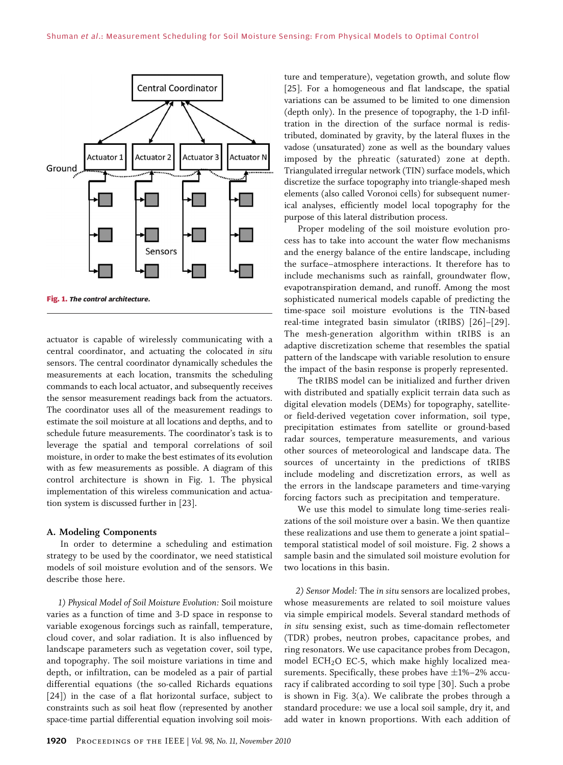Central Coordinator

Actuator 1

Actuator 2

Actuator 3

Actuator N

Ground

Sensors

**Fig. 1.** *The control architecture.*

actuator is capable of wirelessly communicating with a central coordinator, and actuating the colocated *in situ* sensors. The central coordinator dynamically schedules the measurements at each location, transmits the scheduling commands to each local actuator, and subsequently receives the sensor measurement readings back from the actuators. The coordinator uses all of the measurement readings to estimate the soil moisture at all locations and depths, and to schedule future measurements. The coordinator's task is to leverage the spatial and temporal correlations of soil moisture, in order to make the best estimates of its evolution with as few measurements as possible. A diagram of this control architecture is shown in Fig. 1. The physical implementation of this wireless communication and actuation system is discussed further in [23].

### A. Modeling Components

In order to determine a scheduling and estimation strategy to be used by the coordinator, we need statistical models of soil moisture evolution and of the sensors. We describe those here.

*1) Physical Model of Soil Moisture Evolution:* Soil moisture varies as a function of time and 3-D space in response to variable exogenous forcings such as rainfall, temperature, cloud cover, and solar radiation. It is also influenced by landscape parameters such as vegetation cover, soil type, and topography. The soil moisture variations in time and depth, or infiltration, can be modeled as a pair of partial differential equations (the so-called Richards equations [24]) in the case of a flat horizontal surface, subject to constraints such as soil heat flow (represented by another space-time partial differential equation involving soil moisture and temperature), vegetation growth, and solute flow [25]. For a homogeneous and flat landscape, the spatial variations can be assumed to be limited to one dimension (depth only). In the presence of topography, the 1-D infiltration in the direction of the surface normal is redistributed, dominated by gravity, by the lateral fluxes in the vadose (unsaturated) zone as well as the boundary values imposed by the phreatic (saturated) zone at depth. Triangulated irregular network (TIN) surface models, which discretize the surface topography into triangle-shaped mesh elements (also called Voronoi cells) for subsequent numerical analyses, efficiently model local topography for the purpose of this lateral distribution process.

Proper modeling of the soil moisture evolution process has to take into account the water flow mechanisms and the energy balance of the entire landscape, including the surface–atmosphere interactions. It therefore has to include mechanisms such as rainfall, groundwater flow, evapotranspiration demand, and runoff. Among the most sophisticated numerical models capable of predicting the time-space soil moisture evolutions is the TIN-based real-time integrated basin simulator (tRIBS) [26]–[29]. The mesh-generation algorithm within tRIBS is an adaptive discretization scheme that resembles the spatial pattern of the landscape with variable resolution to ensure the impact of the basin response is properly represented.

The tRIBS model can be initialized and further driven with distributed and spatially explicit terrain data such as digital elevation models (DEMs) for topography, satellite- or field-derived vegetation cover information, soil type, precipitation estimates from satellite or ground-based radar sources, temperature measurements, and various other sources of meteorological and landscape data. The sources of uncertainty in the predictions of tRIBS include modeling and discretization errors, as well as the errors in the landscape parameters and time-varying forcing factors such as precipitation and temperature.

We use this model to simulate long time-series realizations of the soil moisture over a basin. We then quantize these realizations and use them to generate a joint spatial–temporal statistical model of soil moisture. Fig. 2 shows a sample basin and the simulated soil moisture evolution for two locations in this basin.

*2) Sensor Model:* The *in situ* sensors are localized probes, whose measurements are related to soil moisture values via simple empirical models. Several standard methods of *in situ* sensing exist, such as time-domain reflectometer (TDR) probes, neutron probes, capacitance probes, and ring resonators. We use capacitance probes from Decagon, model ECH$_2$O EC-5, which make highly localized measurements. Specifically, these probes have $\pm$1%–2% accuracy if calibrated according to soil type [30]. Such a probe is shown in Fig. 3(a). We calibrate the probes through a standard procedure: we use a local soil sample, dry it, and add water in known proportions. With each addition of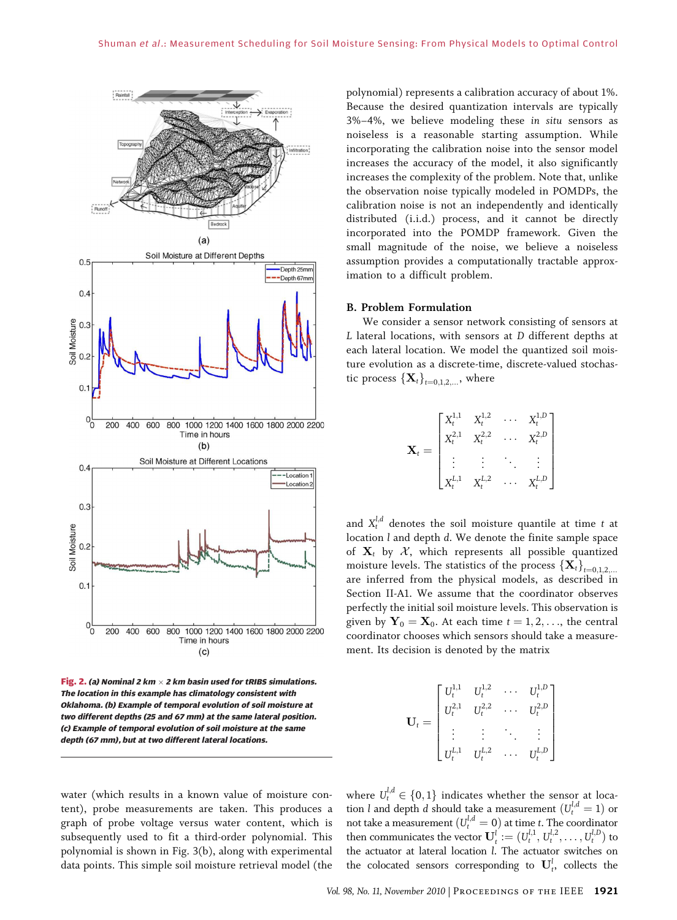Fig. 2. (a) Nominal 2 km × 2 km basin used for tRIBS simulations. The location in this example has climatology consistent with Oklahoma. (b) Example of temporal evolution of soil moisture at two different depths (25 and 67 mm) at the same lateral position. (c) Example of temporal evolution of soil moisture at the same depth (67 mm), but at two different lateral locations.

water (which results in a known value of moisture content), probe measurements are taken. This produces a graph of probe voltage versus water content, which is subsequently used to fit a third-order polynomial. This polynomial is shown in Fig. 3(b), along with experimental data points. This simple soil moisture retrieval model (the polynomial) represents a calibration accuracy of about 1%. Because the desired quantization intervals are typically 3%–4%, we believe modeling these *in situ* sensors as noiseless is a reasonable starting assumption. While incorporating the calibration noise into the sensor model increases the accuracy of the model, it also significantly increases the complexity of the problem. Note that, unlike the observation noise typically modeled in POMDPs, the calibration noise is not an independently and identically distributed (i.i.d.) process, and it cannot be directly incorporated into the POMDP framework. Given the small magnitude of the noise, we believe a noiseless assumption provides a computationally tractable approximation to a difficult problem.

### B. Problem Formulation

We consider a sensor network consisting of sensors at $L$ lateral locations, with sensors at $D$ different depths at each lateral location. We model the quantized soil moisture evolution as a discrete-time, discrete-valued stochastic process $\{\mathbf{X}_t\}_{t=0,1,2,\ldots}$, where

$$\mathbf{X}_t = \begin{bmatrix} X_t^{1,1} & X_t^{1,2} & \cdots & X_t^{1,D} \\ X_t^{2,1} & X_t^{2,2} & \cdots & X_t^{2,D} \\ \vdots & \vdots & \ddots & \vdots \\ X_t^{L,1} & X_t^{L,2} & \cdots & X_t^{L,D} \end{bmatrix}$$

and $X_t^{l,d}$ denotes the soil moisture quantile at time $t$ at location $l$ and depth $d$. We denote the finite sample space of $\mathbf{X}_t$ by $\mathcal{X}$, which represents all possible quantized moisture levels. The statistics of the process $\{\mathbf{X}_t\}_{t=0,1,2,\ldots}$ are inferred from the physical models, as described in Section II-A1. We assume that the coordinator observes perfectly the initial soil moisture levels. This observation is given by $\mathbf{Y}_0 = \mathbf{X}_0$. At each time $t = 1, 2, \ldots$, the central coordinator chooses which sensors should take a measurement. Its decision is denoted by the matrix

$$\mathbf{U}_t = \begin{bmatrix} U_t^{1,1} & U_t^{1,2} & \cdots & U_t^{1,D} \\ U_t^{2,1} & U_t^{2,2} & \cdots & U_t^{2,D} \\ \vdots & \vdots & \ddots & \vdots \\ U_t^{L,1} & U_t^{L,2} & \cdots & U_t^{L,D} \end{bmatrix}$$

where $U_t^{l,d} \in \{0,1\}$ indicates whether the sensor at location $l$ and depth $d$ should take a measurement ($U_t^{l,d} = 1$) or not take a measurement ($U_t^{l,d} = 0$) at time $t$. The coordinator then communicates the vector $\mathbf{U}_t^l := (U_t^{l,1}, U_t^{l,2}, \ldots, U_t^{l,D})$ to the actuator at lateral location $l$. The actuator switches on the colocated sensors corresponding to $\mathbf{U}_t^l$, collects the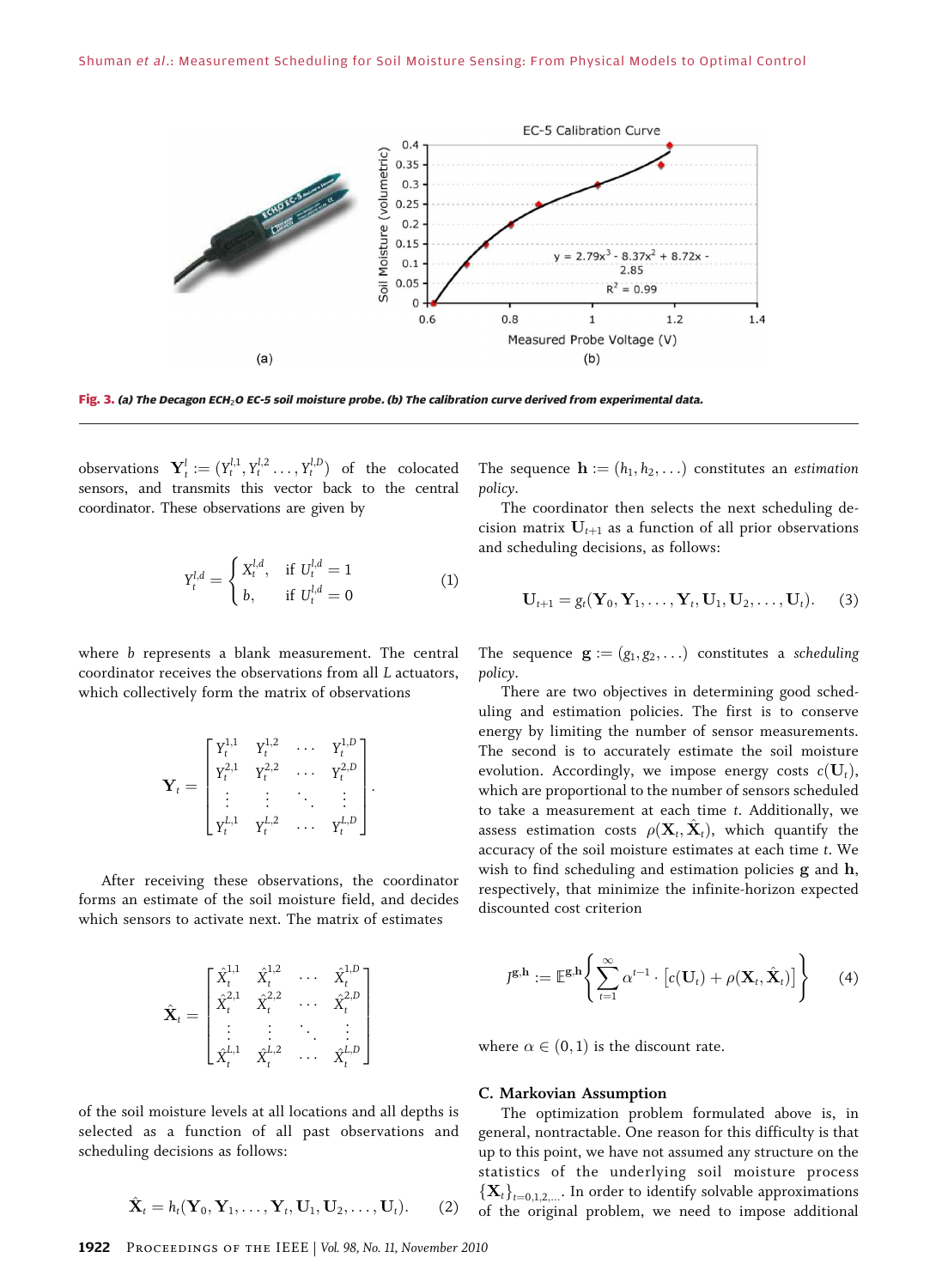Fig. 3. *(a) The Decagon ECH$_2$O EC-5 soil moisture probe. (b) The calibration curve derived from experimental data.*

observations $\mathbf{Y}_t^l := (Y_t^{l,1}, Y_t^{l,2} \ldots, Y_t^{l,D})$ of the colocated sensors, and transmits this vector back to the central coordinator. These observations are given by

$$Y_t^{l,d} = \begin{cases} X_t^{l,d}, & \text{if } U_t^{l,d} = 1 \\ b, & \text{if } U_t^{l,d} = 0 \end{cases} \tag{1}$$

where $b$ represents a blank measurement. The central coordinator receives the observations from all $L$ actuators, which collectively form the matrix of observations

$$\mathbf{Y}_t = \begin{bmatrix} Y_t^{1,1} & Y_t^{1,2} & \cdots & Y_t^{1,D} \\ Y_t^{2,1} & Y_t^{2,2} & \cdots & Y_t^{2,D} \\ \vdots & \vdots & \ddots & \vdots \\ Y_t^{L,1} & Y_t^{L,2} & \cdots & Y_t^{L,D} \end{bmatrix}.$$

After receiving these observations, the coordinator forms an estimate of the soil moisture field, and decides which sensors to activate next. The matrix of estimates

$$\hat{\mathbf{X}}_t = \begin{bmatrix} \hat{X}_t^{1,1} & \hat{X}_t^{1,2} & \cdots & \hat{X}_t^{1,D} \\ \hat{X}_t^{2,1} & \hat{X}_t^{2,2} & \cdots & \hat{X}_t^{2,D} \\ \vdots & \vdots & \ddots & \vdots \\ \hat{X}_t^{L,1} & \hat{X}_t^{L,2} & \cdots & \hat{X}_t^{L,D} \end{bmatrix}$$

of the soil moisture levels at all locations and all depths is selected as a function of all past observations and scheduling decisions as follows:

$$\hat{\mathbf{X}}_t = h_t(\mathbf{Y}_0, \mathbf{Y}_1, \ldots, \mathbf{Y}_t, \mathbf{U}_1, \mathbf{U}_2, \ldots, \mathbf{U}_t). \tag{2}$$

The sequence $\mathbf{h} := (h_1, h_2, \ldots)$ constitutes an *estimation policy*.

The coordinator then selects the next scheduling decision matrix $\mathbf{U}_{t+1}$ as a function of all prior observations and scheduling decisions, as follows:

$$\mathbf{U}_{t+1} = g_t(\mathbf{Y}_0, \mathbf{Y}_1, \ldots, \mathbf{Y}_t, \mathbf{U}_1, \mathbf{U}_2, \ldots, \mathbf{U}_t). \tag{3}$$

The sequence $\mathbf{g} := (g_1, g_2, \ldots)$ constitutes a *scheduling policy*.

There are two objectives in determining good scheduling and estimation policies. The first is to conserve energy by limiting the number of sensor measurements. The second is to accurately estimate the soil moisture evolution. Accordingly, we impose energy costs $c(\mathbf{U}_t)$, which are proportional to the number of sensors scheduled to take a measurement at each time $t$. Additionally, we assess estimation costs $\rho(\mathbf{X}_t, \hat{\mathbf{X}}_t)$, which quantify the accuracy of the soil moisture estimates at each time $t$. We wish to find scheduling and estimation policies $\mathbf{g}$ and $\mathbf{h}$, respectively, that minimize the infinite-horizon expected discounted cost criterion

$$J^{\mathbf{g},\mathbf{h}} := \mathbb{E}^{\mathbf{g},\mathbf{h}} \left\{ \sum_{t=1}^{\infty} \alpha^{t-1} \cdot \left[ c(\mathbf{U}_t) + \rho(\mathbf{X}_t, \hat{\mathbf{X}}_t) \right] \right\} \tag{4}$$

where $\alpha \in (0, 1)$ is the discount rate.

### C. Markovian Assumption

The optimization problem formulated above is, in general, nontractable. One reason for this difficulty is that up to this point, we have not assumed any structure on the statistics of the underlying soil moisture process $\{\mathbf{X}_t\}_{t=0,1,2,\ldots}$. In order to identify solvable approximations of the original problem, we need to impose additional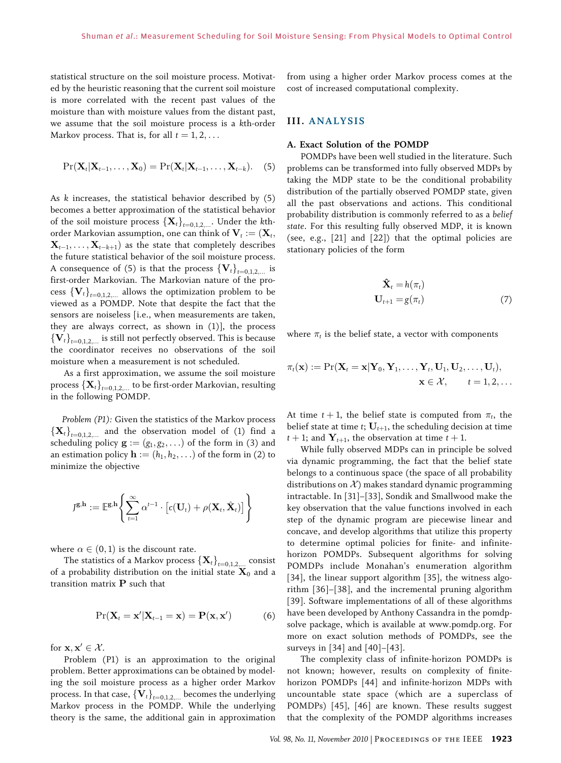statistical structure on the soil moisture process. Motivated by the heuristic reasoning that the current soil moisture is more correlated with the recent past values of the moisture than with moisture values from the distant past, we assume that the soil moisture process is a $k$th-order Markov process. That is, for all $t = 1, 2, \ldots$

$$\Pr(\mathbf{X}_t | \mathbf{X}_{t-1}, \ldots, \mathbf{X}_0) = \Pr(\mathbf{X}_t | \mathbf{X}_{t-1}, \ldots, \mathbf{X}_{t-k}). \quad (5)$$

As $k$ increases, the statistical behavior described by (5) becomes a better approximation of the statistical behavior of the soil moisture process $\{\mathbf{X}_t\}_{t=0,1,2,\ldots}$. Under the $k$th-order Markovian assumption, one can think of $\mathbf{V}_t := (\mathbf{X}_t, \mathbf{X}_{t-1}, \ldots, \mathbf{X}_{t-k+1})$ as the state that completely describes the future statistical behavior of the soil moisture process. A consequence of (5) is that the process $\{\mathbf{V}_t\}_{t=0,1,2,\ldots}$ is first-order Markovian. The Markovian nature of the process $\{\mathbf{V}_t\}_{t=0,1,2,\ldots}$ allows the optimization problem to be viewed as a POMDP. Note that despite the fact that the sensors are noiseless [i.e., when measurements are taken, they are always correct, as shown in (1)], the process $\{\mathbf{V}_t\}_{t=0,1,2,\ldots}$ is still not perfectly observed. This is because the coordinator receives no observations of the soil moisture when a measurement is not scheduled.

As a first approximation, we assume the soil moisture process $\{\mathbf{X}_t\}_{t=0,1,2,\ldots}$ to be first-order Markovian, resulting in the following POMDP.

*Problem (P1):* Given the statistics of the Markov process $\{\mathbf{X}_t\}_{t=0,1,2,\ldots}$ and the observation model of (1) find a scheduling policy $\mathbf{g} := (g_1, g_2, \ldots)$ of the form in (3) and an estimation policy $\mathbf{h} := (h_1, h_2, \ldots)$ of the form in (2) to minimize the objective

$$J^{\mathbf{g},\mathbf{h}} := \mathbb{E}^{\mathbf{g},\mathbf{h}}\left\{\sum_{t=1}^{\infty} \alpha^{t-1} \cdot \left[c(\mathbf{U}_t) + \rho(\mathbf{X}_t, \hat{\mathbf{X}}_t)\right]\right\}$$

where $\alpha \in (0, 1)$ is the discount rate.

The statistics of a Markov process $\{\mathbf{X}_t\}_{t=0,1,2,\ldots}$ consist of a probability distribution on the initial state $\mathbf{X}_0$ and a transition matrix $\mathbf{P}$ such that

$$\Pr(\mathbf{X}_t = \mathbf{x}' | \mathbf{X}_{t-1} = \mathbf{x}) = \mathbf{P}(\mathbf{x}, \mathbf{x}') \quad (6)$$

for $\mathbf{x}, \mathbf{x}' \in \mathcal{X}$.

Problem (P1) is an approximation to the original problem. Better approximations can be obtained by modeling the soil moisture process as a higher order Markov process. In that case, $\{\mathbf{V}_t\}_{t=0,1,2,\ldots}$ becomes the underlying Markov process in the POMDP. While the underlying theory is the same, the additional gain in approximation from using a higher order Markov process comes at the cost of increased computational complexity.

## III. ANALYSIS

### A. Exact Solution of the POMDP

POMDPs have been well studied in the literature. Such problems can be transformed into fully observed MDPs by taking the MDP state to be the conditional probability distribution of the partially observed POMDP state, given all the past observations and actions. This conditional probability distribution is commonly referred to as a *belief state*. For this resulting fully observed MDP, it is known (see, e.g., [21] and [22]) that the optimal policies are stationary policies of the form

$$\begin{aligned}\hat{\mathbf{X}}_t &= h(\pi_t) \\ \mathbf{U}_{t+1} &= g(\pi_t)\end{aligned} \quad (7)$$

where $\pi_t$ is the belief state, a vector with components

$$\pi_t(\mathbf{x}) := \Pr(\mathbf{X}_t = \mathbf{x} | \mathbf{Y}_0, \mathbf{Y}_1, \ldots, \mathbf{Y}_t, \mathbf{U}_1, \mathbf{U}_2, \ldots, \mathbf{U}_t), \quad \mathbf{x} \in \mathcal{X}, \quad t = 1, 2, \ldots$$

At time $t+1$, the belief state is computed from $\pi_t$, the belief state at time $t$; $\mathbf{U}_{t+1}$, the scheduling decision at time $t+1$; and $\mathbf{Y}_{t+1}$, the observation at time $t+1$.

While fully observed MDPs can in principle be solved via dynamic programming, the fact that the belief state belongs to a continuous space (the space of all probability distributions on $\mathcal{X}$) makes standard dynamic programming intractable. In [31]–[33], Sondik and Smallwood make the key observation that the value functions involved in each step of the dynamic program are piecewise linear and concave, and develop algorithms that utilize this property to determine optimal policies for finite- and infinite-horizon POMDPs. Subsequent algorithms for solving POMDPs include Monahan's enumeration algorithm [34], the linear support algorithm [35], the witness algorithm [36]–[38], and the incremental pruning algorithm [39]. Software implementations of all of these algorithms have been developed by Anthony Cassandra in the pomdp-solve package, which is available at www.pomdp.org. For more on exact solution methods of POMDPs, see the surveys in [34] and [40]–[43].

The complexity class of infinite-horizon POMDPs is not known; however, results on complexity of finite-horizon POMDPs [44] and infinite-horizon MDPs with uncountable state space (which are a superclass of POMDPs) [45], [46] are known. These results suggest that the complexity of the POMDP algorithms increases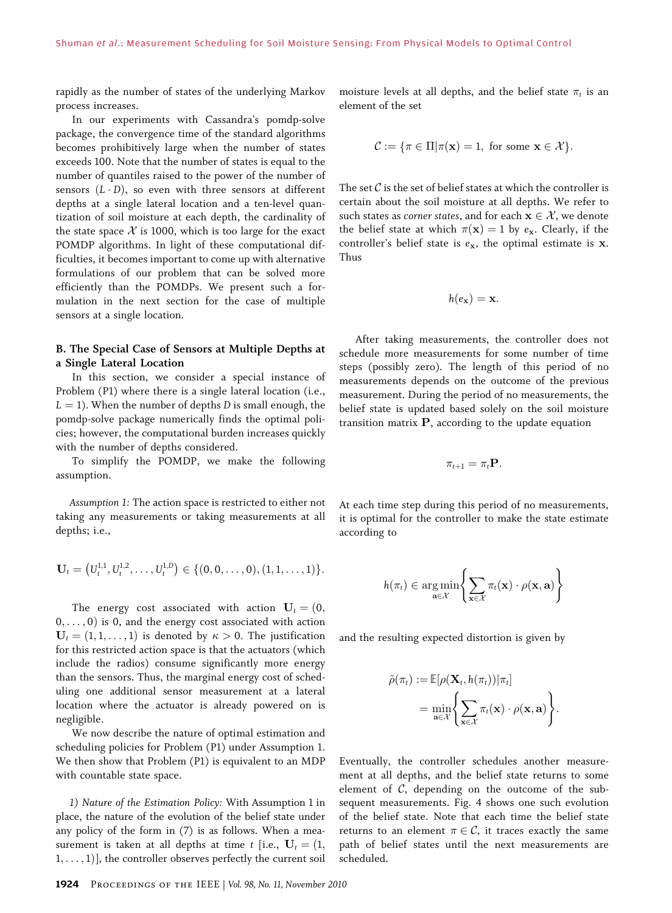rapidly as the number of states of the underlying Markov process increases.

In our experiments with Cassandra's pomdp-solve package, the convergence time of the standard algorithms becomes prohibitively large when the number of states exceeds 100. Note that the number of states is equal to the number of quantiles raised to the power of the number of sensors $(L \cdot D)$, so even with three sensors at different depths at a single lateral location and a ten-level quantization of soil moisture at each depth, the cardinality of the state space $\mathcal{X}$ is 1000, which is too large for the exact POMDP algorithms. In light of these computational difficulties, it becomes important to come up with alternative formulations of our problem that can be solved more efficiently than the POMDPs. We present such a formulation in the next section for the case of multiple sensors at a single location.

### B. The Special Case of Sensors at Multiple Depths at a Single Lateral Location

In this section, we consider a special instance of Problem (P1) where there is a single lateral location (i.e., $L = 1$). When the number of depths $D$ is small enough, the pomdp-solve package numerically finds the optimal policies; however, the computational burden increases quickly with the number of depths considered.

To simplify the POMDP, we make the following assumption.

*Assumption 1:* The action space is restricted to either not taking any measurements or taking measurements at all depths; i.e.,

$$\mathbf{U}_t = \left(U_t^{1,1}, U_t^{1,2}, \ldots, U_t^{1,D}\right) \in \{(0, 0, \ldots, 0), (1, 1, \ldots, 1)\}.$$

The energy cost associated with action $\mathbf{U}_t = (0, 0, \ldots, 0)$ is 0, and the energy cost associated with action $\mathbf{U}_t = (1, 1, \ldots, 1)$ is denoted by $\kappa > 0$. The justification for this restricted action space is that the actuators (which include the radios) consume significantly more energy than the sensors. Thus, the marginal energy cost of scheduling one additional sensor measurement at a lateral location where the actuator is already powered on is negligible.

We now describe the nature of optimal estimation and scheduling policies for Problem (P1) under Assumption 1. We then show that Problem (P1) is equivalent to an MDP with countable state space.

*1) Nature of the Estimation Policy:* With Assumption 1 in place, the nature of the evolution of the belief state under any policy of the form in (7) is as follows. When a measurement is taken at all depths at time $t$ [i.e., $\mathbf{U}_t = (1, 1, \ldots, 1)$], the controller observes perfectly the current soil moisture levels at all depths, and the belief state $\pi_t$ is an element of the set

$$\mathcal{C} := \{\pi \in \Pi | \pi(\mathbf{x}) = 1, \text{ for some } \mathbf{x} \in \mathcal{X}\}.$$

The set $\mathcal{C}$ is the set of belief states at which the controller is certain about the soil moisture at all depths. We refer to such states as *corner states*, and for each $\mathbf{x} \in \mathcal{X}$, we denote the belief state at which $\pi(\mathbf{x}) = 1$ by $e_{\mathbf{x}}$. Clearly, if the controller's belief state is $e_{\mathbf{x}}$, the optimal estimate is $\mathbf{x}$. Thus

$$h(e_{\mathbf{x}}) = \mathbf{x}.$$

After taking measurements, the controller does not schedule more measurements for some number of time steps (possibly zero). The length of this period of no measurements depends on the outcome of the previous measurement. During the period of no measurements, the belief state is updated based solely on the soil moisture transition matrix $\mathbf{P}$, according to the update equation

$$\pi_{t+1} = \pi_t \mathbf{P}.$$

At each time step during this period of no measurements, it is optimal for the controller to make the state estimate according to

$$h(\pi_t) \in \arg\min_{\mathbf{a} \in \mathcal{X}} \left\{ \sum_{\mathbf{x} \in \mathcal{X}} \pi_t(\mathbf{x}) \cdot \rho(\mathbf{x}, \mathbf{a}) \right\}$$

and the resulting expected distortion is given by

$$\begin{aligned}\tilde{\rho}(\pi_t) &:= \mathbb{E}[\rho(\mathbf{X}_t, h(\pi_t)) | \pi_t] \\ &= \min_{\mathbf{a} \in \mathcal{X}} \left\{ \sum_{\mathbf{x} \in \mathcal{X}} \pi_t(\mathbf{x}) \cdot \rho(\mathbf{x}, \mathbf{a}) \right\}.\end{aligned}$$

Eventually, the controller schedules another measurement at all depths, and the belief state returns to some element of $\mathcal{C}$, depending on the outcome of the subsequent measurements. Fig. 4 shows one such evolution of the belief state. Note that each time the belief state returns to an element $\pi \in \mathcal{C}$, it traces exactly the same path of belief states until the next measurements are scheduled.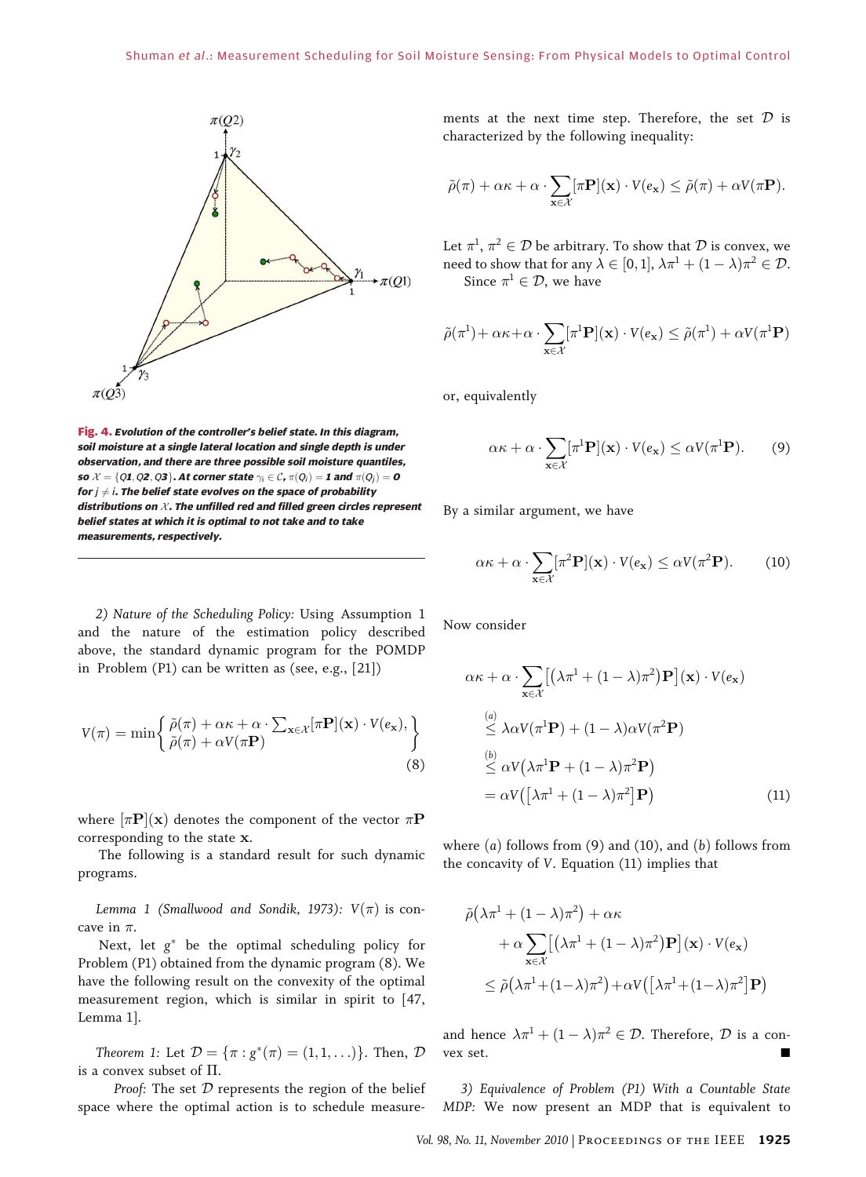Fig. 4. *Evolution of the controller's belief state. In this diagram, soil moisture at a single lateral location and single depth is under observation, and there are three possible soil moisture quantiles, so $\mathcal{X} = \{Q1, Q2, Q3\}$. At corner state $\gamma_i \in \mathcal{C}$, $\pi(Q_i) = 1$ and $\pi(Q_j) = 0$ for $j \neq i$. The belief state evolves on the space of probability distributions on $\mathcal{X}$. The unfilled red and filled green circles represent belief states at which it is optimal to not take and to take measurements, respectively.*

*2) Nature of the Scheduling Policy:* Using Assumption 1 and the nature of the estimation policy described above, the standard dynamic program for the POMDP in Problem (P1) can be written as (see, e.g., [21])

$$V(\pi) = \min\left\{ \begin{array}{l} \tilde{\rho}(\pi) + \alpha\kappa + \alpha \cdot \sum_{\mathbf{x}\in\mathcal{X}} [\pi\mathbf{P}](\mathbf{x}) \cdot V(e_{\mathbf{x}}), \\ \tilde{\rho}(\pi) + \alpha V(\pi\mathbf{P}) \end{array} \right\} \tag{8}$$

where $[\pi\mathbf{P}](\mathbf{x})$ denotes the component of the vector $\pi\mathbf{P}$ corresponding to the state $\mathbf{x}$.

The following is a standard result for such dynamic programs.

*Lemma 1 (Smallwood and Sondik, 1973):* $V(\pi)$ is concave in $\pi$.

Next, let $g^*$ be the optimal scheduling policy for Problem (P1) obtained from the dynamic program (8). We have the following result on the convexity of the optimal measurement region, which is similar in spirit to [47, Lemma 1].

*Theorem 1:* Let $\mathcal{D} = \{\pi : g^*(\pi) = (1, 1, \ldots)\}$. Then, $\mathcal{D}$ is a convex subset of $\Pi$.

*Proof:* The set $\mathcal{D}$ represents the region of the belief space where the optimal action is to schedule measurements at the next time step. Therefore, the set $\mathcal{D}$ is characterized by the following inequality:

$$\tilde{\rho}(\pi) + \alpha\kappa + \alpha \cdot \sum_{\mathbf{x}\in\mathcal{X}} [\pi\mathbf{P}](\mathbf{x}) \cdot V(e_{\mathbf{x}}) \leq \tilde{\rho}(\pi) + \alpha V(\pi\mathbf{P}).$$

Let $\pi^1, \pi^2 \in \mathcal{D}$ be arbitrary. To show that $\mathcal{D}$ is convex, we need to show that for any $\lambda \in [0,1]$, $\lambda\pi^1 + (1-\lambda)\pi^2 \in \mathcal{D}$.

Since $\pi^1 \in \mathcal{D}$, we have

$$\tilde{\rho}(\pi^1) + \alpha\kappa + \alpha \cdot \sum_{\mathbf{x}\in\mathcal{X}} [\pi^1\mathbf{P}](\mathbf{x}) \cdot V(e_{\mathbf{x}}) \leq \tilde{\rho}(\pi^1) + \alpha V(\pi^1\mathbf{P})$$

or, equivalently

$$\alpha\kappa + \alpha \cdot \sum_{\mathbf{x}\in\mathcal{X}} [\pi^1\mathbf{P}](\mathbf{x}) \cdot V(e_{\mathbf{x}}) \leq \alpha V(\pi^1\mathbf{P}). \tag{9}$$

By a similar argument, we have

$$\alpha\kappa + \alpha \cdot \sum_{\mathbf{x}\in\mathcal{X}} [\pi^2\mathbf{P}](\mathbf{x}) \cdot V(e_{\mathbf{x}}) \leq \alpha V(\pi^2\mathbf{P}). \tag{10}$$

Now consider

$$\begin{aligned} &\alpha\kappa + \alpha \cdot \sum_{\mathbf{x}\in\mathcal{X}} \left[ \left(\lambda\pi^1 + (1-\lambda)\pi^2\right)\mathbf{P} \right](\mathbf{x}) \cdot V(e_{\mathbf{x}}) \\ &\overset{(a)}{\leq} \lambda\alpha V(\pi^1\mathbf{P}) + (1-\lambda)\alpha V(\pi^2\mathbf{P}) \\ &\overset{(b)}{\leq} \alpha V\left(\lambda\pi^1\mathbf{P} + (1-\lambda)\pi^2\mathbf{P}\right) \\ &= \alpha V\left(\left[\lambda\pi^1 + (1-\lambda)\pi^2\right]\mathbf{P}\right) \end{aligned} \tag{11}$$

where $(a)$ follows from (9) and (10), and $(b)$ follows from the concavity of $V$. Equation (11) implies that

$$\begin{aligned} &\tilde{\rho}\left(\lambda\pi^1 + (1-\lambda)\pi^2\right) + \alpha\kappa \\ &\quad + \alpha \sum_{\mathbf{x}\in\mathcal{X}} \left[ \left(\lambda\pi^1 + (1-\lambda)\pi^2\right)\mathbf{P} \right](\mathbf{x}) \cdot V(e_{\mathbf{x}}) \\ &\leq \tilde{\rho}\left(\lambda\pi^1 + (1-\lambda)\pi^2\right) + \alpha V\left(\left[\lambda\pi^1 + (1-\lambda)\pi^2\right]\mathbf{P}\right) \end{aligned}$$

and hence $\lambda\pi^1 + (1-\lambda)\pi^2 \in \mathcal{D}$. Therefore, $\mathcal{D}$ is a convex set. ■

*3) Equivalence of Problem (P1) With a Countable State MDP:* We now present an MDP that is equivalent to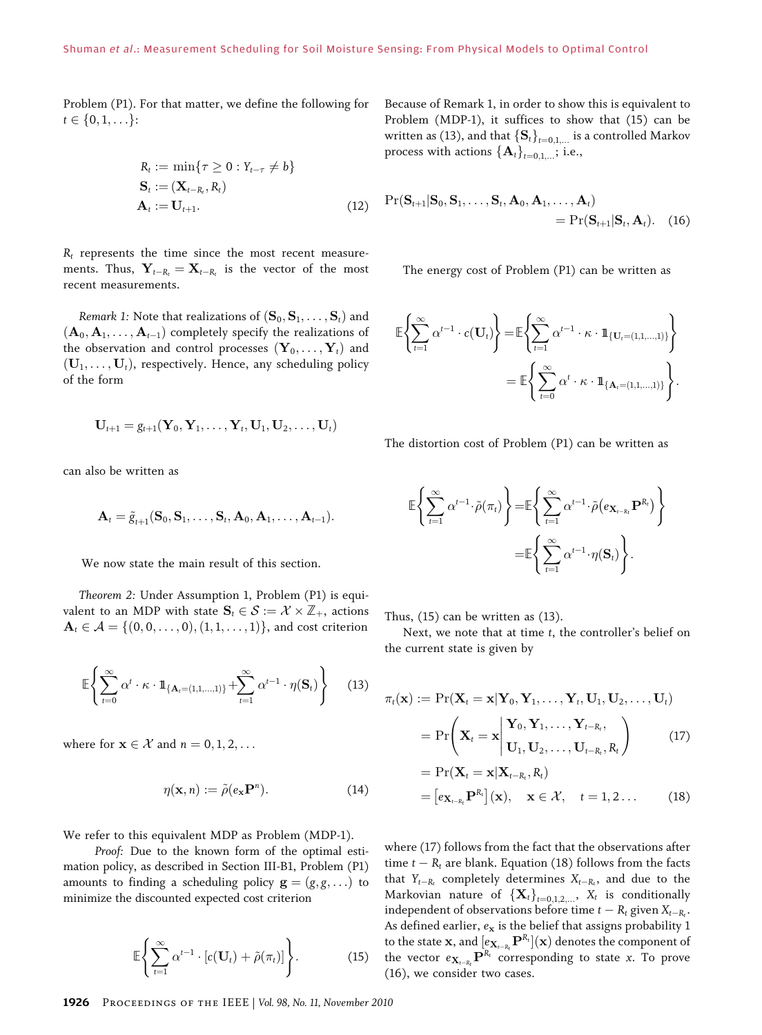Problem (P1). For that matter, we define the following for $t \in \{0, 1, \ldots\}$:

$$\begin{aligned} R_t &:= \min\{\tau \geq 0 : Y_{t-\tau} \neq b\} \\ \mathbf{S}_t &:= (\mathbf{X}_{t-R_t}, R_t) \\ \mathbf{A}_t &:= \mathbf{U}_{t+1}. \end{aligned} \tag{12}$$

$R_t$ represents the time since the most recent measurements. Thus, $\mathbf{Y}_{t-R_t} = \mathbf{X}_{t-R_t}$ is the vector of the most recent measurements.

*Remark 1:* Note that realizations of $(\mathbf{S}_0, \mathbf{S}_1, \ldots, \mathbf{S}_t)$ and $(\mathbf{A}_0, \mathbf{A}_1, \ldots, \mathbf{A}_{t-1})$ completely specify the realizations of the observation and control processes $(\mathbf{Y}_0, \ldots, \mathbf{Y}_t)$ and $(\mathbf{U}_1, \ldots, \mathbf{U}_t)$, respectively. Hence, any scheduling policy of the form

$$\mathbf{U}_{t+1} = g_{t+1}(\mathbf{Y}_0, \mathbf{Y}_1, \ldots, \mathbf{Y}_t, \mathbf{U}_1, \mathbf{U}_2, \ldots, \mathbf{U}_t)$$

can also be written as

$$\mathbf{A}_t = \tilde{g}_{t+1}(\mathbf{S}_0, \mathbf{S}_1, \ldots, \mathbf{S}_t, \mathbf{A}_0, \mathbf{A}_1, \ldots, \mathbf{A}_{t-1}).$$

We now state the main result of this section.

*Theorem 2:* Under Assumption 1, Problem (P1) is equivalent to an MDP with state $\mathbf{S}_t \in \mathcal{S} := \mathcal{X} \times \mathbb{Z}_+$, actions $\mathbf{A}_t \in \mathcal{A} = \{(0, 0, \ldots, 0), (1, 1, \ldots, 1)\}$, and cost criterion

$$\mathbb{E}\left\{\sum_{t=0}^{\infty} \alpha^t \cdot \kappa \cdot \mathbb{1}_{\{\mathbf{A}_t=(1,1,\ldots,1)\}} + \sum_{t=1}^{\infty} \alpha^{t-1} \cdot \eta(\mathbf{S}_t)\right\} \tag{13}$$

where for $\mathbf{x} \in \mathcal{X}$ and $n = 0, 1, 2, \ldots$

$$\eta(\mathbf{x}, n) := \tilde{\rho}(e_{\mathbf{x}}\mathbf{P}^n). \tag{14}$$

We refer to this equivalent MDP as Problem (MDP-1).

*Proof:* Due to the known form of the optimal estimation policy, as described in Section III-B1, Problem (P1) amounts to finding a scheduling policy $\mathbf{g} = (g, g, \ldots)$ to minimize the discounted expected cost criterion

$$\mathbb{E}\left\{\sum_{t=1}^{\infty} \alpha^{t-1} \cdot [c(\mathbf{U}_t) + \tilde{\rho}(\pi_t)]\right\}. \tag{15}$$

Because of Remark 1, in order to show this is equivalent to Problem (MDP-1), it suffices to show that (15) can be written as (13), and that $\{\mathbf{S}_t\}_{t=0,1,\ldots}$ is a controlled Markov process with actions $\{\mathbf{A}_t\}_{t=0,1,\ldots}$; i.e.,

$$\Pr(\mathbf{S}_{t+1}|\mathbf{S}_0, \mathbf{S}_1, \ldots, \mathbf{S}_t, \mathbf{A}_0, \mathbf{A}_1, \ldots, \mathbf{A}_t) = \Pr(\mathbf{S}_{t+1}|\mathbf{S}_t, \mathbf{A}_t). \tag{16}$$

The energy cost of Problem (P1) can be written as

$$\begin{aligned} \mathbb{E}\left\{\sum_{t=1}^{\infty} \alpha^{t-1} \cdot c(\mathbf{U}_t)\right\} &= \mathbb{E}\left\{\sum_{t=1}^{\infty} \alpha^{t-1} \cdot \kappa \cdot \mathbb{1}_{\{\mathbf{U}_t=(1,1,\ldots,1)\}}\right\} \\ &= \mathbb{E}\left\{\sum_{t=0}^{\infty} \alpha^{t} \cdot \kappa \cdot \mathbb{1}_{\{\mathbf{A}_t=(1,1,\ldots,1)\}}\right\}. \end{aligned}$$

The distortion cost of Problem (P1) can be written as

$$\begin{aligned} \mathbb{E}\left\{\sum_{t=1}^{\infty} \alpha^{t-1} \cdot \tilde{\rho}(\pi_t)\right\} &= \mathbb{E}\left\{\sum_{t=1}^{\infty} \alpha^{t-1} \cdot \tilde{\rho}\left(e_{\mathbf{X}_{t-R_t}}\mathbf{P}^{R_t}\right)\right\} \\ &= \mathbb{E}\left\{\sum_{t=1}^{\infty} \alpha^{t-1} \cdot \eta(\mathbf{S}_t)\right\}. \end{aligned}$$

Thus, (15) can be written as (13).

Next, we note that at time $t$, the controller's belief on the current state is given by

$$\begin{aligned} \pi_t(\mathbf{x}) &:= \Pr(\mathbf{X}_t = \mathbf{x}|\mathbf{Y}_0, \mathbf{Y}_1, \ldots, \mathbf{Y}_t, \mathbf{U}_1, \mathbf{U}_2, \ldots, \mathbf{U}_t) \\ &= \Pr\left(\mathbf{X}_t = \mathbf{x}\middle| \begin{array}{l}\mathbf{Y}_0, \mathbf{Y}_1, \ldots, \mathbf{Y}_{t-R_t}, \\ \mathbf{U}_1, \mathbf{U}_2, \ldots, \mathbf{U}_{t-R_t}, R_t\end{array}\right) \qquad (17) \\ &= \Pr(\mathbf{X}_t = \mathbf{x}|\mathbf{X}_{t-R_t}, R_t) \\ &= \left[e_{\mathbf{X}_{t-R_t}}\mathbf{P}^{R_t}\right](\mathbf{x}), \quad \mathbf{x} \in \mathcal{X}, \quad t = 1, 2 \ldots \qquad (18) \end{aligned}$$

where (17) follows from the fact that the observations after time $t - R_t$ are blank. Equation (18) follows from the facts that $Y_{t-R_t}$ completely determines $X_{t-R_t}$, and due to the Markovian nature of $\{\mathbf{X}_t\}_{t=0,1,2,\ldots}$, $X_t$ is conditionally independent of observations before time $t - R_t$ given $X_{t-R_t}$. As defined earlier, $e_{\mathbf{x}}$ is the belief that assigns probability 1 to the state $\mathbf{x}$, and $[e_{\mathbf{X}_{t-R_t}}\mathbf{P}^{R_t}](\mathbf{x})$ denotes the component of the vector $e_{\mathbf{X}_{t-R_t}}\mathbf{P}^{R_t}$ corresponding to state $x$. To prove (16), we consider two cases.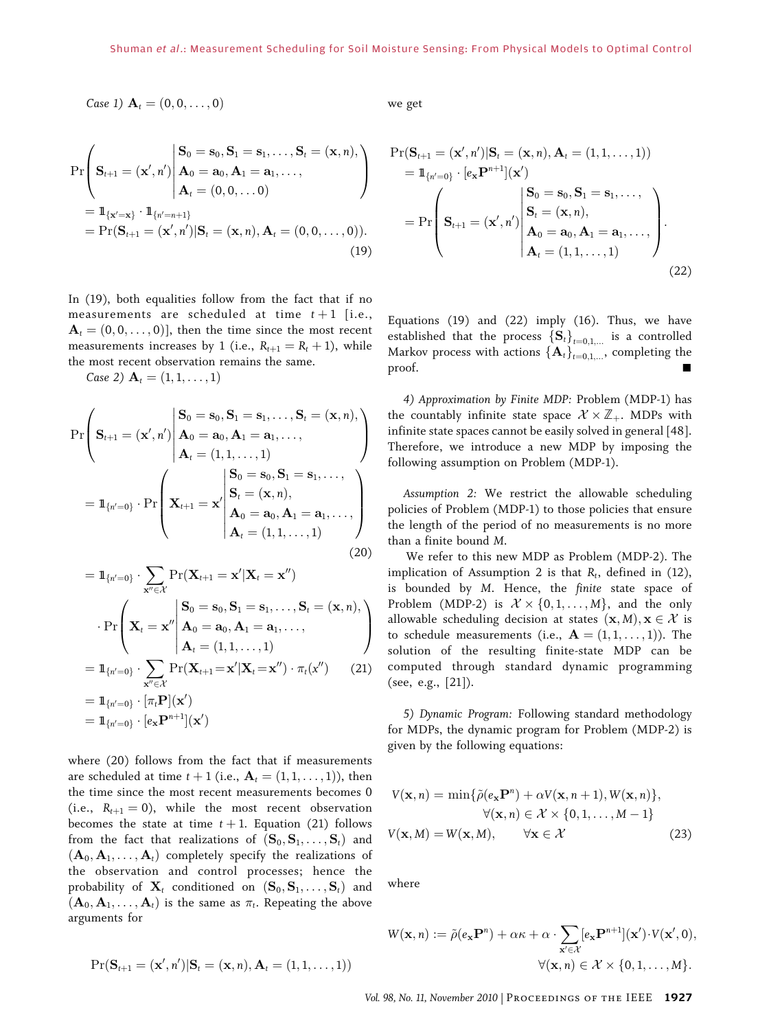*Case 1)* $\mathbf{A}_t = (0, 0, \ldots, 0)$

$$
\begin{aligned}
&\Pr\left( \mathbf{S}_{t+1} = (\mathbf{x}', n') \middle| \begin{array}{l} \mathbf{S}_0 = \mathbf{s}_0, \mathbf{S}_1 = \mathbf{s}_1, \ldots, \mathbf{S}_t = (\mathbf{x}, n), \\ \mathbf{A}_0 = \mathbf{a}_0, \mathbf{A}_1 = \mathbf{a}_1, \ldots, \\ \mathbf{A}_t = (0, 0, \ldots 0) \end{array} \right) \\
&= \mathbb{1}_{\{\mathbf{x}'=\mathbf{x}\}} \cdot \mathbb{1}_{\{n'=n+1\}} \\
&= \Pr(\mathbf{S}_{t+1} = (\mathbf{x}', n') | \mathbf{S}_t = (\mathbf{x}, n), \mathbf{A}_t = (0, 0, \ldots, 0)).
\end{aligned} \tag{19}
$$

In (19), both equalities follow from the fact that if no measurements are scheduled at time $t+1$ [i.e., $\mathbf{A}_t = (0, 0, \ldots, 0)$], then the time since the most recent measurements increases by 1 (i.e., $R_{t+1} = R_t + 1$), while the most recent observation remains the same.

*Case 2)* $\mathbf{A}_t = (1, 1, \ldots, 1)$

$$
\begin{aligned}
&\Pr\left( \mathbf{S}_{t+1} = (\mathbf{x}', n') \middle| \begin{array}{l} \mathbf{S}_0 = \mathbf{s}_0, \mathbf{S}_1 = \mathbf{s}_1, \ldots, \mathbf{S}_t = (\mathbf{x}, n), \\ \mathbf{A}_0 = \mathbf{a}_0, \mathbf{A}_1 = \mathbf{a}_1, \ldots, \\ \mathbf{A}_t = (1, 1, \ldots, 1) \end{array} \right) \\
&= \mathbb{1}_{\{n'=0\}} \cdot \Pr\left( \mathbf{X}_{t+1} = \mathbf{x}' \middle| \begin{array}{l} \mathbf{S}_0 = \mathbf{s}_0, \mathbf{S}_1 = \mathbf{s}_1, \ldots, \\ \mathbf{S}_t = (\mathbf{x}, n), \\ \mathbf{A}_0 = \mathbf{a}_0, \mathbf{A}_1 = \mathbf{a}_1, \ldots, \\ \mathbf{A}_t = (1, 1, \ldots, 1) \end{array} \right)
\end{aligned} \tag{20}
$$

$$
\begin{aligned}
&= \mathbb{1}_{\{n'=0\}} \cdot \sum_{\mathbf{x}'' \in \mathcal{X}} \Pr(\mathbf{X}_{t+1} = \mathbf{x}' | \mathbf{X}_t = \mathbf{x}'') \\
&\quad \cdot \Pr\left( \mathbf{X}_t = \mathbf{x}'' \middle| \begin{array}{l} \mathbf{S}_0 = \mathbf{s}_0, \mathbf{S}_1 = \mathbf{s}_1, \ldots, \mathbf{S}_t = (\mathbf{x}, n), \\ \mathbf{A}_0 = \mathbf{a}_0, \mathbf{A}_1 = \mathbf{a}_1, \ldots, \\ \mathbf{A}_t = (1, 1, \ldots, 1) \end{array} \right) \\
&= \mathbb{1}_{\{n'=0\}} \cdot \sum_{\mathbf{x}'' \in \mathcal{X}} \Pr(\mathbf{X}_{t+1} = \mathbf{x}' | \mathbf{X}_t = \mathbf{x}'') \cdot \pi_t(x'') \qquad (21) \\
&= \mathbb{1}_{\{n'=0\}} \cdot [\pi_t \mathbf{P}](\mathbf{x}') \\
&= \mathbb{1}_{\{n'=0\}} \cdot [e_{\mathbf{x}} \mathbf{P}^{n+1}](\mathbf{x}')
\end{aligned}
$$

where (20) follows from the fact that if measurements are scheduled at time $t+1$ (i.e., $\mathbf{A}_t = (1, 1, \ldots, 1)$), then the time since the most recent measurements becomes 0 (i.e., $R_{t+1} = 0$), while the most recent observation becomes the state at time $t+1$. Equation (21) follows from the fact that realizations of $(\mathbf{S}_0, \mathbf{S}_1, \ldots, \mathbf{S}_t)$ and $(\mathbf{A}_0, \mathbf{A}_1, \ldots, \mathbf{A}_t)$ completely specify the realizations of the observation and control processes; hence the probability of $\mathbf{X}_t$ conditioned on $(\mathbf{S}_0, \mathbf{S}_1, \ldots, \mathbf{S}_t)$ and $(\mathbf{A}_0, \mathbf{A}_1, \ldots, \mathbf{A}_t)$ is the same as $\pi_t$. Repeating the above arguments for

$$
\Pr(\mathbf{S}_{t+1} = (\mathbf{x}', n') | \mathbf{S}_t = (\mathbf{x}, n), \mathbf{A}_t = (1, 1, \ldots, 1))
$$

we get

$$
\begin{aligned}
&\Pr(\mathbf{S}_{t+1} = (\mathbf{x}', n') | \mathbf{S}_t = (\mathbf{x}, n), \mathbf{A}_t = (1, 1, \ldots, 1)) \\
&= \mathbb{1}_{\{n'=0\}} \cdot [e_{\mathbf{x}} \mathbf{P}^{n+1}](\mathbf{x}') \\
&= \Pr\left( \mathbf{S}_{t+1} = (\mathbf{x}', n') \middle| \begin{array}{l} \mathbf{S}_0 = \mathbf{s}_0, \mathbf{S}_1 = \mathbf{s}_1, \ldots, \\ \mathbf{S}_t = (\mathbf{x}, n), \\ \mathbf{A}_0 = \mathbf{a}_0, \mathbf{A}_1 = \mathbf{a}_1, \ldots, \\ \mathbf{A}_t = (1, 1, \ldots, 1) \end{array} \right).
\end{aligned} \tag{22}
$$

Equations (19) and (22) imply (16). Thus, we have established that the process $\{\mathbf{S}_t\}_{t=0,1,\ldots}$ is a controlled Markov process with actions $\{\mathbf{A}_t\}_{t=0,1,\ldots}$, completing the proof. ■

*4) Approximation by Finite MDP:* Problem (MDP-1) has the countably infinite state space $\mathcal{X} \times \mathbb{Z}_+$. MDPs with infinite state spaces cannot be easily solved in general [48]. Therefore, we introduce a new MDP by imposing the following assumption on Problem (MDP-1).

*Assumption 2:* We restrict the allowable scheduling policies of Problem (MDP-1) to those policies that ensure the length of the period of no measurements is no more than a finite bound $M$.

We refer to this new MDP as Problem (MDP-2). The implication of Assumption 2 is that $R_t$, defined in (12), is bounded by $M$. Hence, the *finite* state space of Problem (MDP-2) is $\mathcal{X} \times \{0, 1, \ldots, M\}$, and the only allowable scheduling decision at states $(\mathbf{x}, M), \mathbf{x} \in \mathcal{X}$ is to schedule measurements (i.e., $\mathbf{A} = (1, 1, \ldots, 1)$). The solution of the resulting finite-state MDP can be computed through standard dynamic programming (see, e.g., [21]).

*5) Dynamic Program:* Following standard methodology for MDPs, the dynamic program for Problem (MDP-2) is given by the following equations:

$$
\begin{aligned}
V(\mathbf{x}, n) &= \min\{\tilde{\rho}(e_{\mathbf{x}} \mathbf{P}^n) + \alpha V(\mathbf{x}, n+1), W(\mathbf{x}, n)\}, \\
&\qquad \forall (\mathbf{x}, n) \in \mathcal{X} \times \{0, 1, \ldots, M-1\} \\
V(\mathbf{x}, M) &= W(\mathbf{x}, M), \qquad \forall \mathbf{x} \in \mathcal{X}
\end{aligned} \tag{23}
$$

where

$$
W(\mathbf{x}, n) := \tilde{\rho}(e_{\mathbf{x}} \mathbf{P}^n) + \alpha \kappa + \alpha \cdot \sum_{\mathbf{x}' \in \mathcal{X}} [e_{\mathbf{x}} \mathbf{P}^{n+1}](\mathbf{x}') \cdot V(\mathbf{x}', 0),
$$
$$
\forall (\mathbf{x}, n) \in \mathcal{X} \times \{0, 1, \ldots, M\}.
$$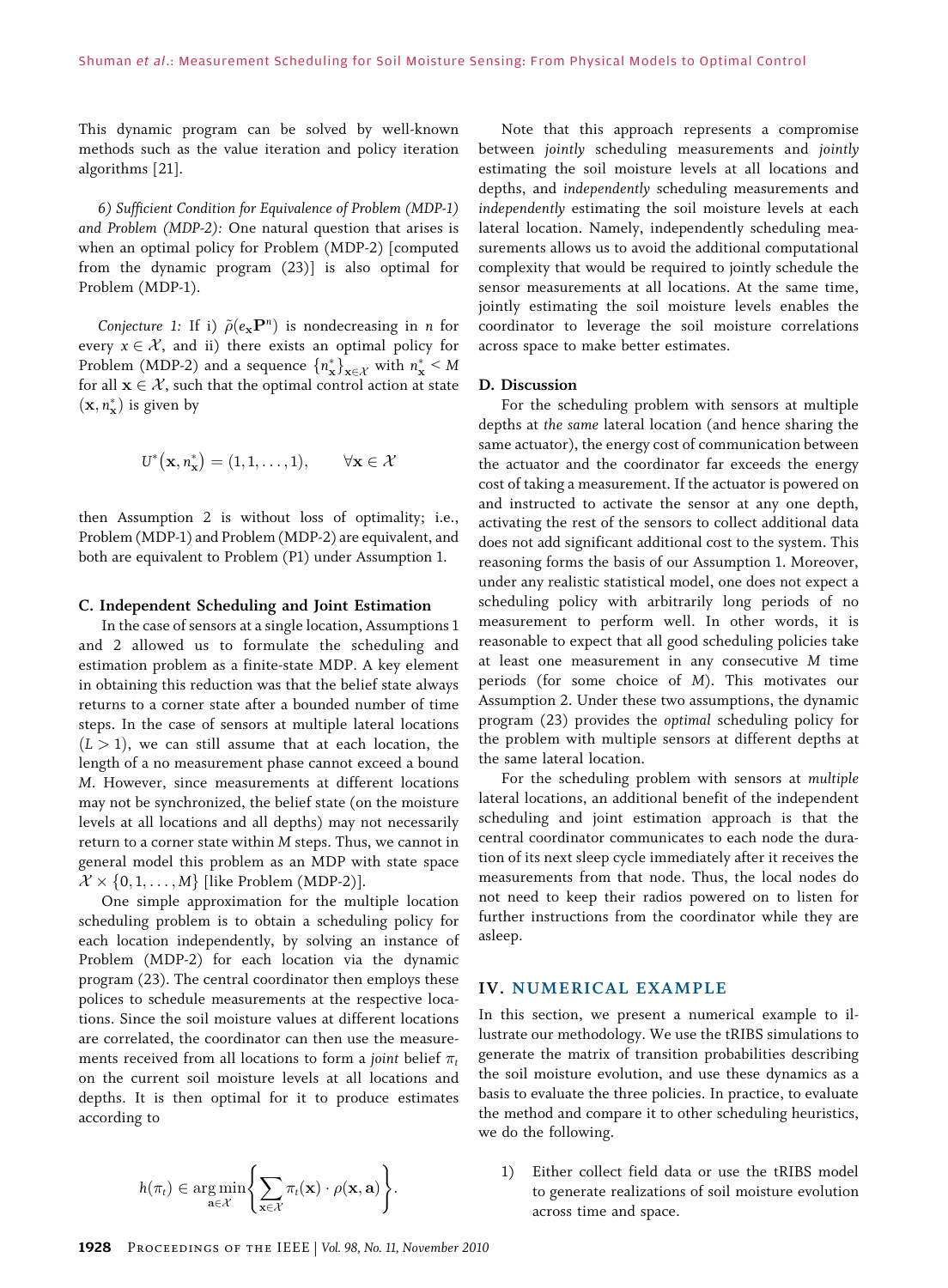This dynamic program can be solved by well-known methods such as the value iteration and policy iteration algorithms [21].

*6) Sufficient Condition for Equivalence of Problem (MDP-1) and Problem (MDP-2):* One natural question that arises is when an optimal policy for Problem (MDP-2) [computed from the dynamic program (23)] is also optimal for Problem (MDP-1).

*Conjecture 1:* If i) $\tilde{\rho}(e_x \mathbf{P}^n)$ is nondecreasing in $n$ for every $x \in \mathcal{X}$, and ii) there exists an optimal policy for Problem (MDP-2) and a sequence $\{n_{\mathbf{x}}^*\}_{\mathbf{x}\in\mathcal{X}}$ with $n_{\mathbf{x}}^* < M$ for all $\mathbf{x} \in \mathcal{X}$, such that the optimal control action at state $(\mathbf{x}, n_{\mathbf{x}}^*)$ is given by

$$U^*(\mathbf{x}, n_{\mathbf{x}}^*) = (1, 1, \ldots, 1), \qquad \forall \mathbf{x} \in \mathcal{X}$$

then Assumption 2 is without loss of optimality; i.e., Problem (MDP-1) and Problem (MDP-2) are equivalent, and both are equivalent to Problem (P1) under Assumption 1.

### C. Independent Scheduling and Joint Estimation

In the case of sensors at a single location, Assumptions 1 and 2 allowed us to formulate the scheduling and estimation problem as a finite-state MDP. A key element in obtaining this reduction was that the belief state always returns to a corner state after a bounded number of time steps. In the case of sensors at multiple lateral locations ($L > 1$), we can still assume that at each location, the length of a no measurement phase cannot exceed a bound $M$. However, since measurements at different locations may not be synchronized, the belief state (on the moisture levels at all locations and all depths) may not necessarily return to a corner state within $M$ steps. Thus, we cannot in general model this problem as an MDP with state space $\mathcal{X} \times \{0, 1, \ldots, M\}$ [like Problem (MDP-2)].

One simple approximation for the multiple location scheduling problem is to obtain a scheduling policy for each location independently, by solving an instance of Problem (MDP-2) for each location via the dynamic program (23). The central coordinator then employs these polices to schedule measurements at the respective locations. Since the soil moisture values at different locations are correlated, the coordinator can then use the measurements received from all locations to form a *joint* belief $\pi_t$ on the current soil moisture levels at all locations and depths. It is then optimal for it to produce estimates according to

$$h(\pi_t) \in \underset{\mathbf{a}\in\mathcal{X}}{\arg\min} \left\{ \sum_{\mathbf{x}\in\mathcal{X}} \pi_t(\mathbf{x}) \cdot \rho(\mathbf{x}, \mathbf{a}) \right\}.$$

Note that this approach represents a compromise between *jointly* scheduling measurements and *jointly* estimating the soil moisture levels at all locations and depths, and *independently* scheduling measurements and *independently* estimating the soil moisture levels at each lateral location. Namely, independently scheduling measurements allows us to avoid the additional computational complexity that would be required to jointly schedule the sensor measurements at all locations. At the same time, jointly estimating the soil moisture levels enables the coordinator to leverage the soil moisture correlations across space to make better estimates.

### D. Discussion

For the scheduling problem with sensors at multiple depths at *the same* lateral location (and hence sharing the same actuator), the energy cost of communication between the actuator and the coordinator far exceeds the energy cost of taking a measurement. If the actuator is powered on and instructed to activate the sensor at any one depth, activating the rest of the sensors to collect additional data does not add significant additional cost to the system. This reasoning forms the basis of our Assumption 1. Moreover, under any realistic statistical model, one does not expect a scheduling policy with arbitrarily long periods of no measurement to perform well. In other words, it is reasonable to expect that all good scheduling policies take at least one measurement in any consecutive $M$ time periods (for some choice of $M$). This motivates our Assumption 2. Under these two assumptions, the dynamic program (23) provides the *optimal* scheduling policy for the problem with multiple sensors at different depths at the same lateral location.

For the scheduling problem with sensors at *multiple* lateral locations, an additional benefit of the independent scheduling and joint estimation approach is that the central coordinator communicates to each node the duration of its next sleep cycle immediately after it receives the measurements from that node. Thus, the local nodes do not need to keep their radios powered on to listen for further instructions from the coordinator while they are asleep.

## IV. NUMERICAL EXAMPLE

In this section, we present a numerical example to illustrate our methodology. We use the tRIBS simulations to generate the matrix of transition probabilities describing the soil moisture evolution, and use these dynamics as a basis to evaluate the three policies. In practice, to evaluate the method and compare it to other scheduling heuristics, we do the following.

1) Either collect field data or use the tRIBS model to generate realizations of soil moisture evolution across time and space.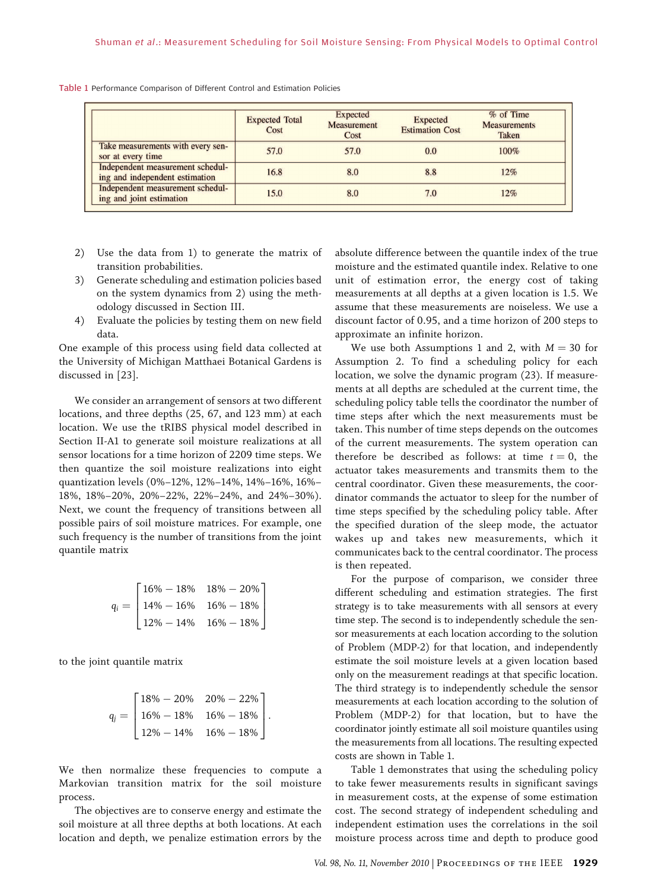Table 1 Performance Comparison of Different Control and Estimation Policies

| | Expected Total Cost | Expected Measurement Cost | Expected Estimation Cost | % of Time Measurements Taken |
|---|---|---|---|---|
| Take measurements with every sensor at every time | 57.0 | 57.0 | 0.0 | 100% |
| Independent measurement scheduling and independent estimation | 16.8 | 8.0 | 8.8 | 12% |
| Independent measurement scheduling and joint estimation | 15.0 | 8.0 | 7.0 | 12% |

2) Use the data from 1) to generate the matrix of transition probabilities.
3) Generate scheduling and estimation policies based on the system dynamics from 2) using the methodology discussed in Section III.
4) Evaluate the policies by testing them on new field data.

One example of this process using field data collected at the University of Michigan Matthaei Botanical Gardens is discussed in [23].

We consider an arrangement of sensors at two different locations, and three depths (25, 67, and 123 mm) at each location. We use the tRIBS physical model described in Section II-A1 to generate soil moisture realizations at all sensor locations for a time horizon of 2209 time steps. We then quantize the soil moisture realizations into eight quantization levels (0%–12%, 12%–14%, 14%–16%, 16%–18%, 18%–20%, 20%–22%, 22%–24%, and 24%–30%). Next, we count the frequency of transitions between all possible pairs of soil moisture matrices. For example, one such frequency is the number of transitions from the joint quantile matrix

$$q_i = \begin{bmatrix} 16\% - 18\% & 18\% - 20\% \\ 14\% - 16\% & 16\% - 18\% \\ 12\% - 14\% & 16\% - 18\% \end{bmatrix}$$

to the joint quantile matrix

$$q_j = \begin{bmatrix} 18\% - 20\% & 20\% - 22\% \\ 16\% - 18\% & 16\% - 18\% \\ 12\% - 14\% & 16\% - 18\% \end{bmatrix}.$$

We then normalize these frequencies to compute a Markovian transition matrix for the soil moisture process.

The objectives are to conserve energy and estimate the soil moisture at all three depths at both locations. At each location and depth, we penalize estimation errors by the absolute difference between the quantile index of the true moisture and the estimated quantile index. Relative to one unit of estimation error, the energy cost of taking measurements at all depths at a given location is 1.5. We assume that these measurements are noiseless. We use a discount factor of 0.95, and a time horizon of 200 steps to approximate an infinite horizon.

We use both Assumptions 1 and 2, with $M = 30$ for Assumption 2. To find a scheduling policy for each location, we solve the dynamic program (23). If measurements at all depths are scheduled at the current time, the scheduling policy table tells the coordinator the number of time steps after which the next measurements must be taken. This number of time steps depends on the outcomes of the current measurements. The system operation can therefore be described as follows: at time $t = 0$, the actuator takes measurements and transmits them to the central coordinator. Given these measurements, the coordinator commands the actuator to sleep for the number of time steps specified by the scheduling policy table. After the specified duration of the sleep mode, the actuator wakes up and takes new measurements, which it communicates back to the central coordinator. The process is then repeated.

For the purpose of comparison, we consider three different scheduling and estimation strategies. The first strategy is to take measurements with all sensors at every time step. The second is to independently schedule the sensor measurements at each location according to the solution of Problem (MDP-2) for that location, and independently estimate the soil moisture levels at a given location based only on the measurement readings at that specific location. The third strategy is to independently schedule the sensor measurements at each location according to the solution of Problem (MDP-2) for that location, but to have the coordinator jointly estimate all soil moisture quantiles using the measurements from all locations. The resulting expected costs are shown in Table 1.

Table 1 demonstrates that using the scheduling policy to take fewer measurements results in significant savings in measurement costs, at the expense of some estimation cost. The second strategy of independent scheduling and independent estimation uses the correlations in the soil moisture process across time and depth to produce good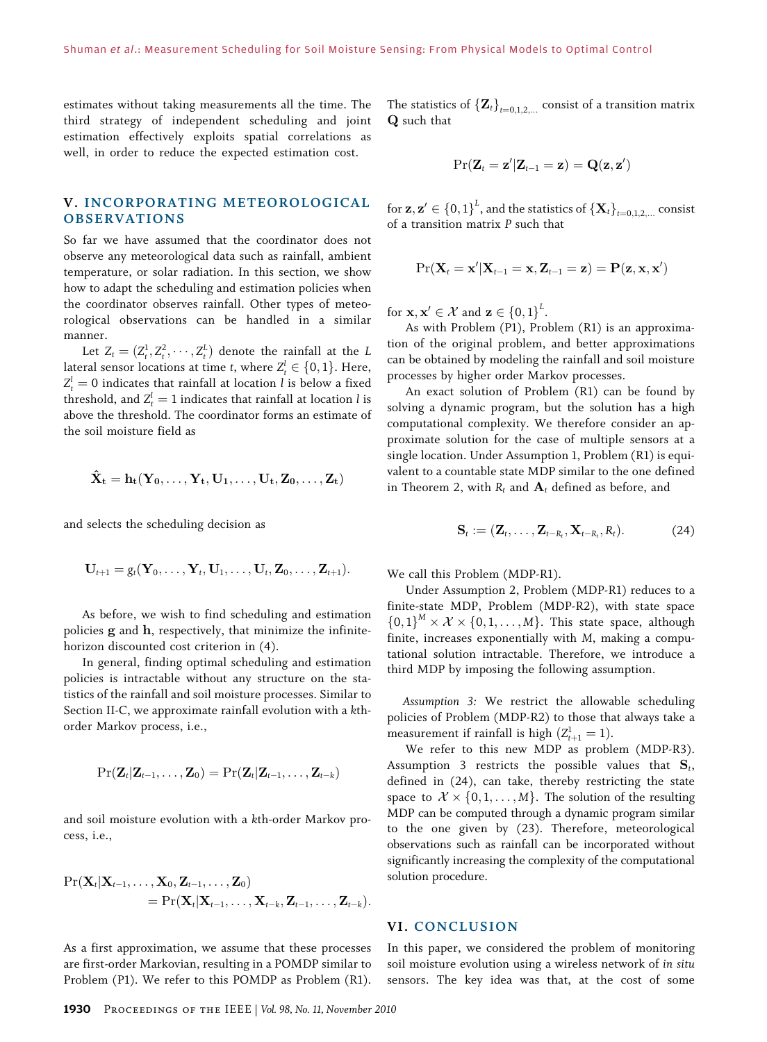estimates without taking measurements all the time. The third strategy of independent scheduling and joint estimation effectively exploits spatial correlations as well, in order to reduce the expected estimation cost.

## V. INCORPORATING METEOROLOGICAL OBSERVATIONS

So far we have assumed that the coordinator does not observe any meteorological data such as rainfall, ambient temperature, or solar radiation. In this section, we show how to adapt the scheduling and estimation policies when the coordinator observes rainfall. Other types of meteorological observations can be handled in a similar manner.

Let $Z_t = (Z_t^1, Z_t^2, \cdots, Z_t^L)$ denote the rainfall at the $L$ lateral sensor locations at time $t$, where $Z_t^l \in \{0, 1\}$. Here, $Z_t^l = 0$ indicates that rainfall at location $l$ is below a fixed threshold, and $Z_t^l = 1$ indicates that rainfall at location $l$ is above the threshold. The coordinator forms an estimate of the soil moisture field as

$$\hat{\mathbf{X}}_t = \mathbf{h}_t(\mathbf{Y}_0, \ldots, \mathbf{Y}_t, \mathbf{U}_1, \ldots, \mathbf{U}_t, \mathbf{Z}_0, \ldots, \mathbf{Z}_t)$$

and selects the scheduling decision as

$$\mathbf{U}_{t+1} = g_t(\mathbf{Y}_0, \ldots, \mathbf{Y}_t, \mathbf{U}_1, \ldots, \mathbf{U}_t, \mathbf{Z}_0, \ldots, \mathbf{Z}_{t+1}).$$

As before, we wish to find scheduling and estimation policies $\mathbf{g}$ and $\mathbf{h}$, respectively, that minimize the infinite-horizon discounted cost criterion in (4).

In general, finding optimal scheduling and estimation policies is intractable without any structure on the statistics of the rainfall and soil moisture processes. Similar to Section II-C, we approximate rainfall evolution with a $k$th-order Markov process, i.e.,

$$\Pr(\mathbf{Z}_t | \mathbf{Z}_{t-1}, \ldots, \mathbf{Z}_0) = \Pr(\mathbf{Z}_t | \mathbf{Z}_{t-1}, \ldots, \mathbf{Z}_{t-k})$$

and soil moisture evolution with $k$th-order Markov process, i.e.,

$$\begin{aligned}\Pr(\mathbf{X}_t | \mathbf{X}_{t-1}, \ldots, \mathbf{X}_0, \mathbf{Z}_{t-1}, \ldots, \mathbf{Z}_0) \\ = \Pr(\mathbf{X}_t | \mathbf{X}_{t-1}, \ldots, \mathbf{X}_{t-k}, \mathbf{Z}_{t-1}, \ldots, \mathbf{Z}_{t-k}).\end{aligned}$$

As a first approximation, we assume that these processes are first-order Markovian, resulting in a POMDP similar to Problem (P1). We refer to this POMDP as Problem (R1). The statistics of $\{\mathbf{Z}_t\}_{t=0,1,2,\ldots}$ consist of a transition matrix $\mathbf{Q}$ such that

$$\Pr(\mathbf{Z}_t = \mathbf{z}' | \mathbf{Z}_{t-1} = \mathbf{z}) = \mathbf{Q}(\mathbf{z}, \mathbf{z}')$$

for $\mathbf{z}, \mathbf{z}' \in \{0, 1\}^L$, and the statistics of $\{\mathbf{X}_t\}_{t=0,1,2,\ldots}$ consist of a transition matrix $P$ such that

$$\Pr(\mathbf{X}_t = \mathbf{x}' | \mathbf{X}_{t-1} = \mathbf{x}, \mathbf{Z}_{t-1} = \mathbf{z}) = \mathbf{P}(\mathbf{z}, \mathbf{x}, \mathbf{x}')$$

for $\mathbf{x}, \mathbf{x}' \in \mathcal{X}$ and $\mathbf{z} \in \{0, 1\}^L$.

As with Problem (P1), Problem (R1) is an approximation of the original problem, and better approximations can be obtained by modeling the rainfall and soil moisture processes by higher order Markov processes.

An exact solution of Problem (R1) can be found by solving a dynamic program, but the solution has a high computational complexity. We therefore consider an approximate solution for the case of multiple sensors at a single location. Under Assumption 1, Problem (R1) is equivalent to a countable state MDP similar to the one defined in Theorem 2, with $R_t$ and $\mathbf{A}_t$ defined as before, and

$$\mathbf{S}_t := (\mathbf{Z}_t, \ldots, \mathbf{Z}_{t-R_t}, \mathbf{X}_{t-R_t}, R_t). \tag{24}$$

We call this Problem (MDP-R1).

Under Assumption 2, Problem (MDP-R1) reduces to a finite-state MDP, Problem (MDP-R2), with state space $\{0, 1\}^M \times \mathcal{X} \times \{0, 1, \ldots, M\}$. This state space, although finite, increases exponentially with $M$, making a computational solution intractable. Therefore, we introduce a third MDP by imposing the following assumption.

*Assumption 3:* We restrict the allowable scheduling policies of Problem (MDP-R2) to those that always take a measurement if rainfall is high ($Z_{t+1}^1 = 1$).

We refer to this new MDP as problem (MDP-R3). Assumption 3 restricts the possible values that $\mathbf{S}_t$, defined in (24), can take, thereby restricting the state space to $\mathcal{X} \times \{0, 1, \ldots, M\}$. The solution of the resulting MDP can be computed through a dynamic program similar to the one given by (23). Therefore, meteorological observations such as rainfall can be incorporated without significantly increasing the complexity of the computational solution procedure.

## VI. CONCLUSION

In this paper, we considered the problem of monitoring soil moisture evolution using a wireless network of *in situ* sensors. The key idea was that, at the cost of some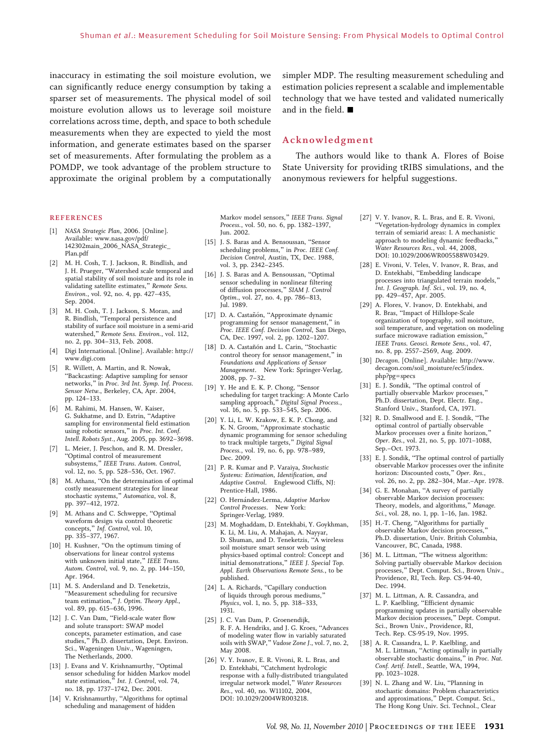inaccuracy in estimating the soil moisture evolution, we can significantly reduce energy consumption by taking a sparser set of measurements. The physical model of soil moisture evolution allows us to leverage soil moisture correlations across time, depth, and space to both schedule measurements when they are expected to yield the most information, and generate estimates based on the sparser set of measurements. After formulating the problem as a POMDP, we took advantage of the problem structure to approximate the original problem by a computationally simpler MDP. The resulting measurement scheduling and estimation policies represent a scalable and implementable technology that we have tested and validated numerically and in the field. ■

## Acknowledgment

The authors would like to thank A. Flores of Boise State University for providing tRIBS simulations, and the anonymous reviewers for helpful suggestions.

## REFERENCES

[1] *NASA Strategic Plan*, 2006. [Online]. Available: www.nasa.gov/pdf/142302main_2006_NASA_Strategic_Plan.pdf

[2] M. H. Cosh, T. J. Jackson, R. Bindlish, and J. H. Prueger, "Watershed scale temporal and spatial stability of soil moisture and its role in validating satellite estimates," *Remote Sens. Environ.*, vol. 92, no. 4, pp. 427–435, Sep. 2004.

[3] M. H. Cosh, T. J. Jackson, S. Moran, and R. Bindlish, "Temporal persistence and stability of surface soil moisture in a semi-arid watershed," *Remote Sens. Environ.*, vol. 112, no. 2, pp. 304–313, Feb. 2008.

[4] Digi International. [Online]. Available: http://www.digi.com

[5] R. Willett, A. Martin, and R. Nowak, "Backcasting: Adaptive sampling for sensor networks," in *Proc. 3rd Int. Symp. Inf. Process. Sensor Netw.*, Berkeley, CA, Apr. 2004, pp. 124–133.

[6] M. Rahimi, M. Hansen, W. Kaiser, G. Sukhatme, and D. Estrin, "Adaptive sampling for environmental field estimation using robotic sensors," in *Proc. Int. Conf. Intell. Robots Syst.*, Aug. 2005, pp. 3692–3698.

[7] L. Meier, J. Peschon, and R. M. Dressler, "Optimal control of measurement subsystems," *IEEE Trans. Autom. Control*, vol. 12, no. 5, pp. 528–536, Oct. 1967.

[8] M. Athans, "On the determination of optimal costly measurement strategies for linear stochastic systems," *Automatica*, vol. 8, pp. 397–412, 1972.

[9] M. Athans and C. Schweppe, "Optimal waveform design via control theoretic concepts," *Inf. Control*, vol. 10, pp. 335–377, 1967.

[10] H. Kushner, "On the optimum timing of observations for linear control systems with unknown initial state," *IEEE Trans. Autom. Control*, vol. 9, no. 2, pp. 144–150, Apr. 1964.

[11] M. S. Andersland and D. Teneketzis, "Measurement scheduling for recursive team estimation," *J. Optim. Theory Appl.*, vol. 89, pp. 615–636, 1996.

[12] J. C. Van Dam, "Field-scale water flow and solute transport: SWAP model concepts, parameter estimation, and case studies," Ph.D. dissertation, Dept. Environ. Sci., Wageningen Univ., Wageningen, The Netherlands, 2000.

[13] J. Evans and V. Krishnamurthy, "Optimal sensor scheduling for hidden Markov model state estimation," *Int. J. Control*, vol. 74, no. 18, pp. 1737–1742, Dec. 2001.

[14] V. Krishnamurthy, "Algorithms for optimal scheduling and management of hidden Markov model sensors," *IEEE Trans. Signal Process.*, vol. 50, no. 6, pp. 1382–1397, Jun. 2002.

[15] J. S. Baras and A. Bensoussan, "Sensor scheduling problems," in *Proc. IEEE Conf. Decision Control*, Austin, TX, Dec. 1988, vol. 3, pp. 2342–2345.

[16] J. S. Baras and A. Bensoussan, "Optimal sensor scheduling in nonlinear filtering of diffusion processes," *SIAM J. Control Optim.*, vol. 27, no. 4, pp. 786–813, Jul. 1989.

[17] D. A. Castañón, "Approximate dynamic programming for sensor management," in *Proc. IEEE Conf. Decision Control*, San Diego, CA, Dec. 1997, vol. 2, pp. 1202–1207.

[18] D. A. Castañón and L. Carin, "Stochastic control theory for sensor management," in *Foundations and Applications of Sensor Management*. New York: Springer-Verlag, 2008, pp. 7–32.

[19] Y. He and E. K. P. Chong, "Sensor scheduling for target tracking: A Monte Carlo sampling approach," *Digital Signal Process.*, vol. 16, no. 5, pp. 533–545, Sep. 2006.

[20] Y. Li, L. W. Krakow, E. K. P. Chong, and K. N. Groom, "Approximate stochastic dynamic programming for sensor scheduling to track multiple targets," *Digital Signal Process.*, vol. 19, no. 6, pp. 978–989, Dec. 2009.

[21] P. R. Kumar and P. Varaiya, *Stochastic Systems: Estimation, Identification, and Adaptive Control*. Englewood Cliffs, NJ: Prentice-Hall, 1986.

[22] O. Hernández-Lerma, *Adaptive Markov Control Processes*. New York: Springer-Verlag, 1989.

[23] M. Moghaddam, D. Entekhabi, Y. Goykhman, K. Li, M. Liu, A. Mahajan, A. Nayyar, D. Shuman, and D. Teneketzis, "A wireless soil moisture smart sensor web using physics-based optimal control: Concept and initial demonstrations," *IEEE J. Special Top. Appl. Earth Observations Remote Sens.*, to be published.

[24] L. A. Richards, "Capillary conduction of liquids through porous mediums," *Physics*, vol. 1, no. 5, pp. 318–333, 1931.

[25] J. C. Van Dam, P. Groenendijk, R. F. A. Hendriks, and J. G. Kroes, "Advances of modeling water flow in variably saturated soils with SWAP," *Vadose Zone J.*, vol. 7, no. 2, May 2008.

[26] V. Y. Ivanov, E. R. Vivoni, R. L. Bras, and D. Entekhabi, "Catchment hydrologic response with a fully-distributed triangulated irregular network model," *Water Resources Res.*, vol. 40, no. W11102, 2004, DOI: 10.1029/2004WR003218.

[27] V. Y. Ivanov, R. L. Bras, and E. R. Vivoni, "Vegetation-hydrology dynamics in complex terrain of semiarid areas: I. A mechanistic approach to modeling dynamic feedbacks," *Water Resources Res.*, vol. 44, 2008, DOI: 10.1029/2006WR005588W03429.

[28] E. Vivoni, V. Teles, V. Ivanov, R. Bras, and D. Entekhabi, "Embedding landscape processes into triangulated terrain models," *Int. J. Geograph. Inf. Sci.*, vol. 19, no. 4, pp. 429–457, Apr. 2005.

[29] A. Flores, V. Ivanov, D. Entekhabi, and R. Bras, "Impact of Hillslope-Scale organization of topography, soil moisture, soil temperature, and vegetation on modeling surface microwave radiation emission," *IEEE Trans. Geosci. Remote Sens.*, vol. 47, no. 8, pp. 2557–2569, Aug. 2009.

[30] *Decagon*. [Online]. Available: http://www.decagon.com/soil_moisture/ec5/index.php?pg=specs

[31] E. J. Sondik, "The optimal control of partially observable Markov processes," Ph.D. dissertation, Dept. Electr. Eng., Stanford Univ., Stanford, CA, 1971.

[32] R. D. Smallwood and E. J. Sondik, "The optimal control of partially observable Markov processes over a finite horizon," *Oper. Res.*, vol. 21, no. 5, pp. 1071–1088, Sep.–Oct. 1973.

[33] E. J. Sondik, "The optimal control of partially observable Markov processes over the infinite horizon: Discounted costs," *Oper. Res.*, vol. 26, no. 2, pp. 282–304, Mar.–Apr. 1978.

[34] G. E. Monahan, "A survey of partially observable Markov decision processes: Theory, models, and algorithms," *Manage. Sci.*, vol. 28, no. 1, pp. 1–16, Jan. 1982.

[35] H.-T. Cheng, "Algorithms for partially observable Markov decision processes," Ph.D. dissertation, Univ. British Columbia, Vancouver, BC, Canada, 1988.

[36] M. L. Littman, "The witness algorithm: Solving partially observable Markov decision processes," Dept. Comput. Sci., Brown Univ., Providence, RI, Tech. Rep. CS-94-40, Dec. 1994.

[37] M. L. Littman, A. R. Cassandra, and L. P. Kaelbling, "Efficient dynamic programming updates in partially observable Markov decision processes," Dept. Comput. Sci., Brown Univ., Providence, RI, Tech. Rep. CS-95-19, Nov. 1995.

[38] A. R. Cassandra, L. P. Kaelbling, and M. L. Littman, "Acting optimally in partially observable stochastic domains," in *Proc. Nat. Conf. Artif. Intell.*, Seattle, WA, 1994, pp. 1023–1028.

[39] N. L. Zhang and W. Liu, "Planning in stochastic domains: Problem characteristics and approximations," Dept. Comput. Sci., The Hong Kong Univ. Sci. Technol., Clear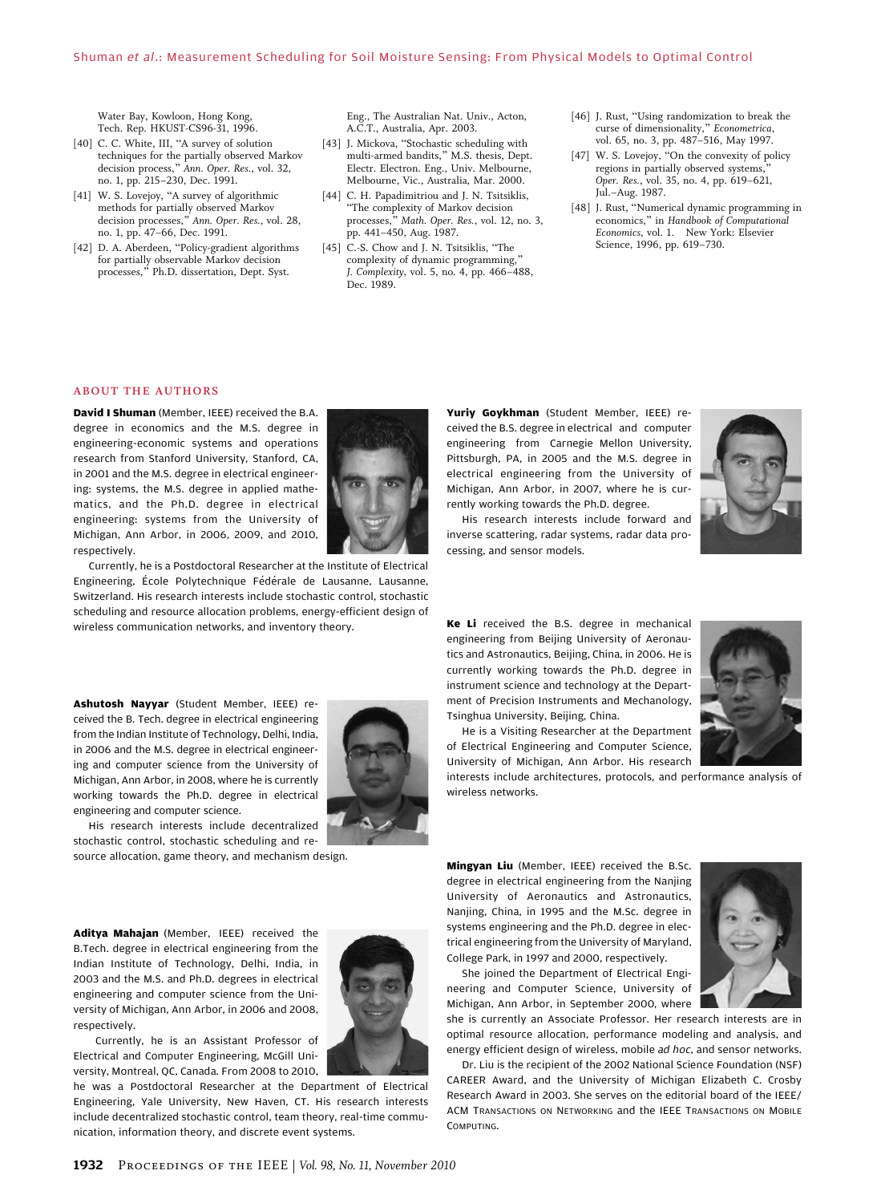Water Bay, Kowloon, Hong Kong, Tech. Rep. HKUST-CS96-31, 1996.

[40] C. C. White, III, "A survey of solution techniques for the partially observed Markov decision process," *Ann. Oper. Res.*, vol. 32, no. 1, pp. 215–230, Dec. 1991.

[41] W. S. Lovejoy, "A survey of algorithmic methods for partially observed Markov decision processes," *Ann. Oper. Res.*, vol. 28, no. 1, pp. 47–66, Dec. 1991.

[42] D. A. Aberdeen, "Policy-gradient algorithms for partially observable Markov decision processes," Ph.D. dissertation, Dept. Syst. Eng., The Australian Nat. Univ., Acton, A.C.T., Australia, Apr. 2003.

[43] J. Mickova, "Stochastic scheduling with multi-armed bandits," M.S. thesis, Dept. Electr. Electron. Eng., Univ. Melbourne, Melbourne, Vic., Australia, Mar. 2000.

[44] C. H. Papadimitriou and J. N. Tsitsiklis, "The complexity of Markov decision processes," *Math. Oper. Res.*, vol. 12, no. 3, pp. 441–450, Aug. 1987.

[45] C.-S. Chow and J. N. Tsitsiklis, "The complexity of dynamic programming," *J. Complexity*, vol. 5, no. 4, pp. 466–488, Dec. 1989.

[46] J. Rust, "Using randomization to break the curse of dimensionality," *Econometrica*, vol. 65, no. 3, pp. 487–516, May 1997.

[47] W. S. Lovejoy, "On the convexity of policy regions in partially observed systems," *Oper. Res.*, vol. 35, no. 4, pp. 619–621, Jul.–Aug. 1987.

[48] J. Rust, "Numerical dynamic programming in economics," in *Handbook of Computational Economics*, vol. 1. New York: Elsevier Science, 1996, pp. 619–730.

## ABOUT THE AUTHORS

**David I Shuman** (Member, IEEE) received the B.A. degree in economics and the M.S. degree in engineering-economic systems and operations research from Stanford University, Stanford, CA, in 2001 and the M.S. degree in electrical engineering: systems, the M.S. degree in applied mathematics, and the Ph.D. degree in electrical engineering: systems from the University of Michigan, Ann Arbor, in 2006, 2009, and 2010, respectively.

Currently, he is a Postdoctoral Researcher at the Institute of Electrical Engineering, École Polytechnique Fédérale de Lausanne, Lausanne, Switzerland. His research interests include stochastic control, stochastic scheduling and resource allocation problems, energy-efficient design of wireless communication networks, and inventory theory.

**Ashutosh Nayyar** (Student Member, IEEE) received the B. Tech. degree in electrical engineering from the Indian Institute of Technology, Delhi, India, in 2006 and the M.S. degree in electrical engineering and computer science from the University of Michigan, Ann Arbor, in 2008, where he is currently working towards the Ph.D. degree in electrical engineering and computer science.

His research interests include decentralized stochastic control, stochastic scheduling and resource allocation, game theory, and mechanism design.

**Aditya Mahajan** (Member, IEEE) received the B.Tech. degree in electrical engineering from the Indian Institute of Technology, Delhi, India, in 2003 and the M.S. and Ph.D. degrees in electrical engineering and computer science from the University of Michigan, Ann Arbor, in 2006 and 2008, respectively.

Currently, he is an Assistant Professor of Electrical and Computer Engineering, McGill University, Montreal, QC, Canada. From 2008 to 2010, he was a Postdoctoral Researcher at the Department of Electrical Engineering, Yale University, New Haven, CT. His research interests include decentralized stochastic control, team theory, real-time communication, information theory, and discrete event systems.

**Yuriy Goykhman** (Student Member, IEEE) received the B.S. degree in electrical and computer engineering from Carnegie Mellon University, Pittsburgh, PA, in 2005 and the M.S. degree in electrical engineering from the University of Michigan, Ann Arbor, in 2007, where he is currently working towards the Ph.D. degree.

His research interests include forward and inverse scattering, radar systems, radar data processing, and sensor models.

**Ke Li** received the B.S. degree in mechanical engineering from Beijing University of Aeronautics and Astronautics, Beijing, China, in 2006. He is currently working towards the Ph.D. degree in instrument science and technology at the Department of Precision Instruments and Mechanology, Tsinghua University, Beijing, China.

He is a Visiting Researcher at the Department of Electrical Engineering and Computer Science, University of Michigan, Ann Arbor. His research interests include architectures, protocols, and performance analysis of wireless networks.

**Mingyan Liu** (Member, IEEE) received the B.Sc. degree in electrical engineering from the Nanjing University of Aeronautics and Astronautics, Nanjing, China, in 1995 and the M.Sc. degree in systems engineering and the Ph.D. degree in electrical engineering from the University of Maryland, College Park, in 1997 and 2000, respectively.

She joined the Department of Electrical Engineering and Computer Science, University of Michigan, Ann Arbor, in September 2000, where she is currently an Associate Professor. Her research interests are in optimal resource allocation, performance modeling and analysis, and energy efficient design of wireless, mobile *ad hoc*, and sensor networks.

Dr. Liu is the recipient of the 2002 National Science Foundation (NSF) CAREER Award, and the University of Michigan Elizabeth C. Crosby Research Award in 2003. She serves on the editorial board of the IEEE/ACM TRANSACTIONS ON NETWORKING and the IEEE TRANSACTIONS ON MOBILE COMPUTING.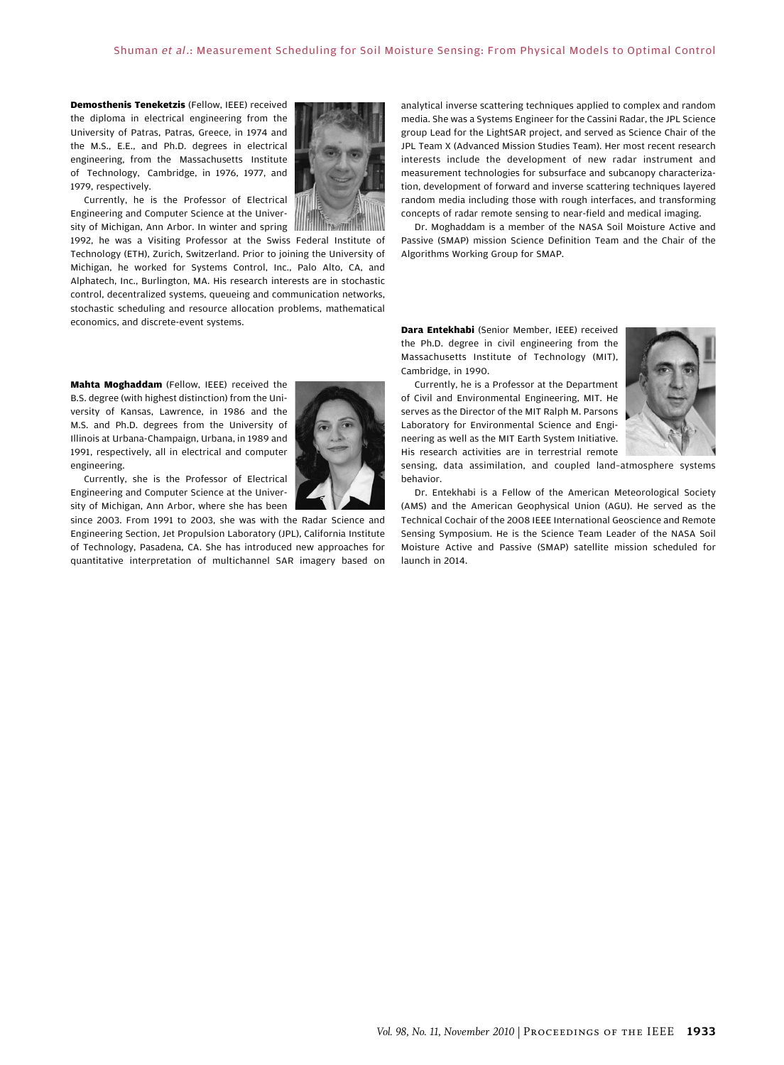**Demosthenis Teneketzis** (Fellow, IEEE) received the diploma in electrical engineering from the University of Patras, Patras, Greece, in 1974 and the M.S., E.E., and Ph.D. degrees in electrical engineering, from the Massachusetts Institute of Technology, Cambridge, in 1976, 1977, and 1979, respectively.

Currently, he is the Professor of Electrical Engineering and Computer Science at the University of Michigan, Ann Arbor. In winter and spring 1992, he was a Visiting Professor at the Swiss Federal Institute of Technology (ETH), Zurich, Switzerland. Prior to joining the University of Michigan, he worked for Systems Control, Inc., Palo Alto, CA, and Alphatech, Inc., Burlington, MA. His research interests are in stochastic control, decentralized systems, queueing and communication networks, stochastic scheduling and resource allocation problems, mathematical economics, and discrete-event systems.

**Mahta Moghaddam** (Fellow, IEEE) received the B.S. degree (with highest distinction) from the University of Kansas, Lawrence, in 1986 and the M.S. and Ph.D. degrees from the University of Illinois at Urbana-Champaign, Urbana, in 1989 and 1991, respectively, all in electrical and computer engineering.

Currently, she is the Professor of Electrical Engineering and Computer Science at the University of Michigan, Ann Arbor, where she has been since 2003. From 1991 to 2003, she was with the Radar Science and Engineering Section, Jet Propulsion Laboratory (JPL), California Institute of Technology, Pasadena, CA. She has introduced new approaches for quantitative interpretation of multichannel SAR imagery based on analytical inverse scattering techniques applied to complex and random media. She was a Systems Engineer for the Cassini Radar, the JPL Science group Lead for the LightSAR project, and served as Science Chair of the JPL Team X (Advanced Mission Studies Team). Her most recent research interests include the development of new radar instrument and measurement technologies for subsurface and subcanopy characterization, development of forward and inverse scattering techniques layered random media including those with rough interfaces, and transforming concepts of radar remote sensing to near-field and medical imaging.

Dr. Moghaddam is a member of the NASA Soil Moisture Active and Passive (SMAP) mission Science Definition Team and the Chair of the Algorithms Working Group for SMAP.

**Dara Entekhabi** (Senior Member, IEEE) received the Ph.D. degree in civil engineering from the Massachusetts Institute of Technology (MIT), Cambridge, in 1990.

Currently, he is a Professor at the Department of Civil and Environmental Engineering, MIT. He serves as the Director of the MIT Ralph M. Parsons Laboratory for Environmental Science and Engineering as well as the MIT Earth System Initiative. His research activities are in terrestrial remote sensing, data assimilation, and coupled land–atmosphere systems behavior.

Dr. Entekhabi is a Fellow of the American Meteorological Society (AMS) and the American Geophysical Union (AGU). He served as the Technical Cochair of the 2008 IEEE International Geoscience and Remote Sensing Symposium. He is the Science Team Leader of the NASA Soil Moisture Active and Passive (SMAP) satellite mission scheduled for launch in 2014.